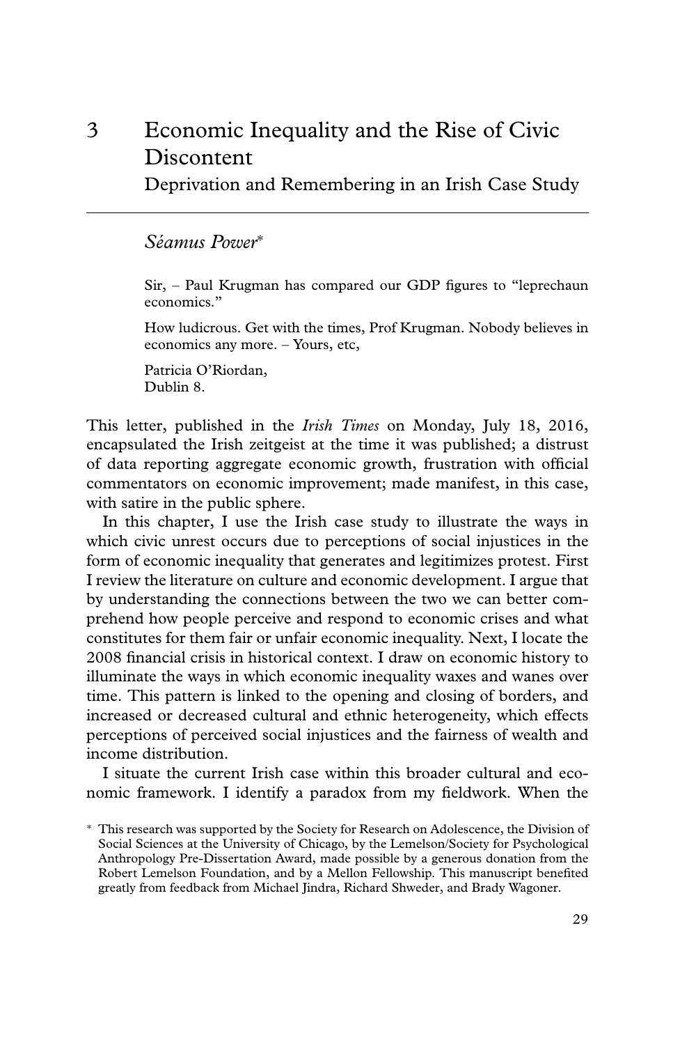# 3 Economic Inequality and the Rise of Civic Discontent

## Deprivation and Remembering in an Irish Case Study

*Séamus Power**

> Sir, – Paul Krugman has compared our GDP figures to "leprechaun economics."
>
> How ludicrous. Get with the times, Prof Krugman. Nobody believes in economics any more. – Yours, etc,
>
> Patricia O'Riordan,
> Dublin 8.

This letter, published in the *Irish Times* on Monday, July 18, 2016, encapsulated the Irish zeitgeist at the time it was published; a distrust of data reporting aggregate economic growth, frustration with official commentators on economic improvement; made manifest, in this case, with satire in the public sphere.

In this chapter, I use the Irish case study to illustrate the ways in which civic unrest occurs due to perceptions of social injustices in the form of economic inequality that generates and legitimizes protest. First I review the literature on culture and economic development. I argue that by understanding the connections between the two we can better comprehend how people perceive and respond to economic crises and what constitutes for them fair or unfair economic inequality. Next, I locate the 2008 financial crisis in historical context. I draw on economic history to illuminate the ways in which economic inequality waxes and wanes over time. This pattern is linked to the opening and closing of borders, and increased or decreased cultural and ethnic heterogeneity, which effects perceptions of perceived social injustices and the fairness of wealth and income distribution.

I situate the current Irish case within this broader cultural and economic framework. I identify a paradox from my fieldwork. When the

\* This research was supported by the Society for Research on Adolescence, the Division of Social Sciences at the University of Chicago, by the Lemelson/Society for Psychological Anthropology Pre-Dissertation Award, made possible by a generous donation from the Robert Lemelson Foundation, and by a Mellon Fellowship. This manuscript benefited greatly from feedback from Michael Jindra, Richard Shweder, and Brady Wagoner.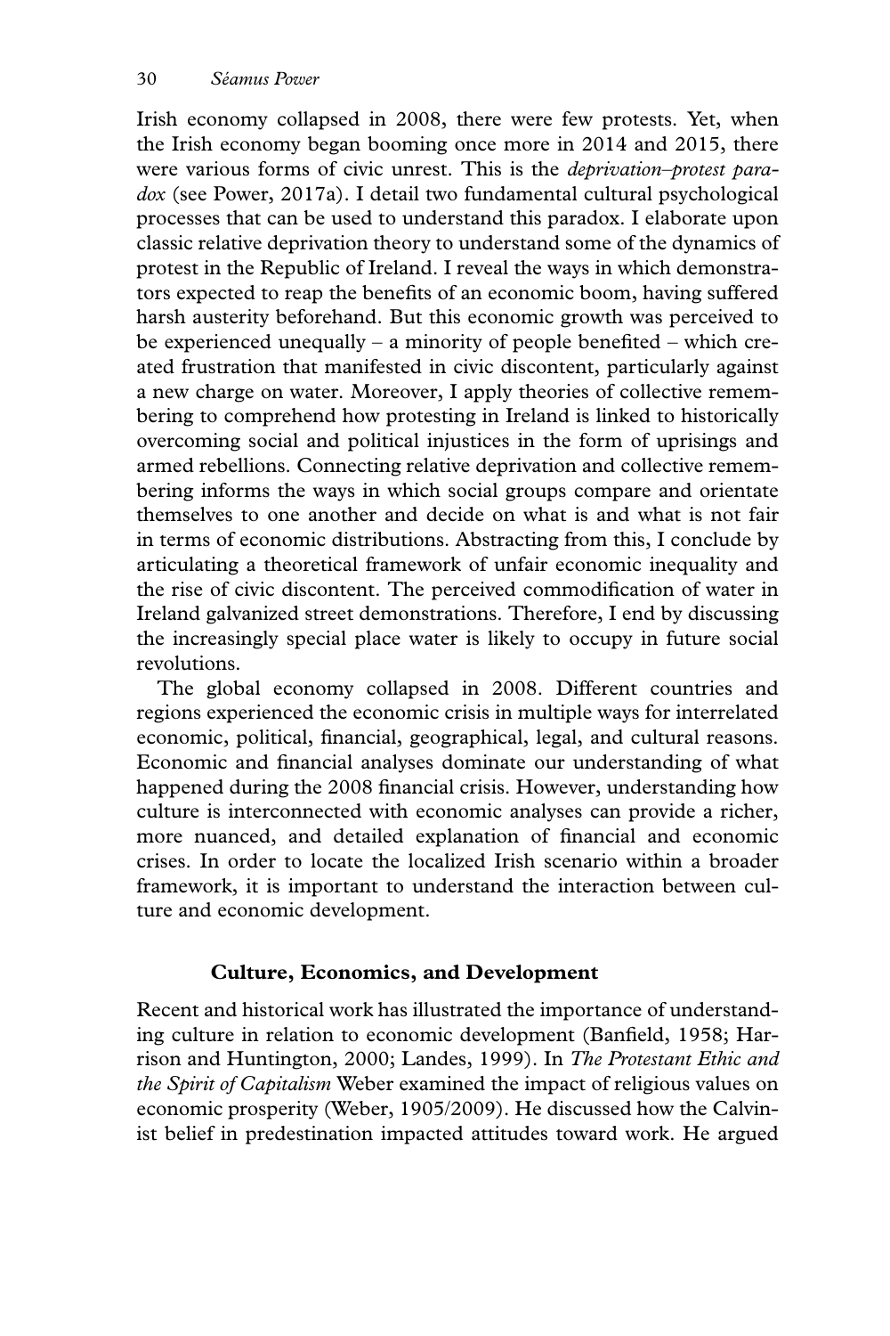Irish economy collapsed in 2008, there were few protests. Yet, when the Irish economy began booming once more in 2014 and 2015, there were various forms of civic unrest. This is the *deprivation–protest paradox* (see Power, 2017a). I detail two fundamental cultural psychological processes that can be used to understand this paradox. I elaborate upon classic relative deprivation theory to understand some of the dynamics of protest in the Republic of Ireland. I reveal the ways in which demonstrators expected to reap the benefits of an economic boom, having suffered harsh austerity beforehand. But this economic growth was perceived to be experienced unequally – a minority of people benefited – which created frustration that manifested in civic discontent, particularly against a new charge on water. Moreover, I apply theories of collective remembering to comprehend how protesting in Ireland is linked to historically overcoming social and political injustices in the form of uprisings and armed rebellions. Connecting relative deprivation and collective remembering informs the ways in which social groups compare and orientate themselves to one another and decide on what is and what is not fair in terms of economic distributions. Abstracting from this, I conclude by articulating a theoretical framework of unfair economic inequality and the rise of civic discontent. The perceived commodification of water in Ireland galvanized street demonstrations. Therefore, I end by discussing the increasingly special place water is likely to occupy in future social revolutions.

The global economy collapsed in 2008. Different countries and regions experienced the economic crisis in multiple ways for interrelated economic, political, financial, geographical, legal, and cultural reasons. Economic and financial analyses dominate our understanding of what happened during the 2008 financial crisis. However, understanding how culture is interconnected with economic analyses can provide a richer, more nuanced, and detailed explanation of financial and economic crises. In order to locate the localized Irish scenario within a broader framework, it is important to understand the interaction between culture and economic development.

## Culture, Economics, and Development

Recent and historical work has illustrated the importance of understanding culture in relation to economic development (Banfield, 1958; Harrison and Huntington, 2000; Landes, 1999). In *The Protestant Ethic and the Spirit of Capitalism* Weber examined the impact of religious values on economic prosperity (Weber, 1905/2009). He discussed how the Calvinist belief in predestination impacted attitudes toward work. He argued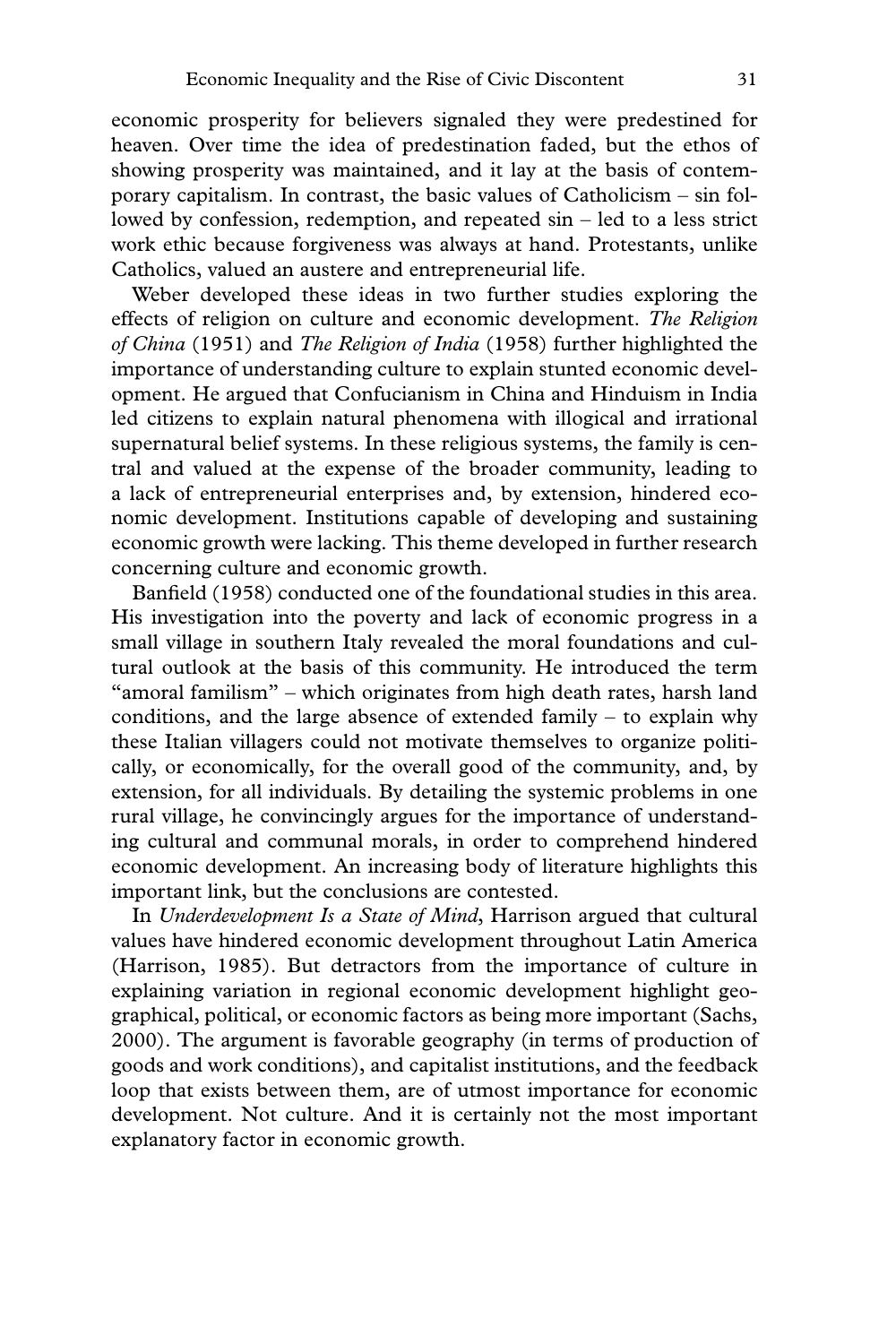economic prosperity for believers signaled they were predestined for heaven. Over time the idea of predestination faded, but the ethos of showing prosperity was maintained, and it lay at the basis of contemporary capitalism. In contrast, the basic values of Catholicism – sin followed by confession, redemption, and repeated sin – led to a less strict work ethic because forgiveness was always at hand. Protestants, unlike Catholics, valued an austere and entrepreneurial life.

Weber developed these ideas in two further studies exploring the effects of religion on culture and economic development. *The Religion of China* (1951) and *The Religion of India* (1958) further highlighted the importance of understanding culture to explain stunted economic development. He argued that Confucianism in China and Hinduism in India led citizens to explain natural phenomena with illogical and irrational supernatural belief systems. In these religious systems, the family is central and valued at the expense of the broader community, leading to a lack of entrepreneurial enterprises and, by extension, hindered economic development. Institutions capable of developing and sustaining economic growth were lacking. This theme developed in further research concerning culture and economic growth.

Banfield (1958) conducted one of the foundational studies in this area. His investigation into the poverty and lack of economic progress in a small village in southern Italy revealed the moral foundations and cultural outlook at the basis of this community. He introduced the term "amoral familism" – which originates from high death rates, harsh land conditions, and the large absence of extended family – to explain why these Italian villagers could not motivate themselves to organize politically, or economically, for the overall good of the community, and, by extension, for all individuals. By detailing the systemic problems in one rural village, he convincingly argues for the importance of understanding cultural and communal morals, in order to comprehend hindered economic development. An increasing body of literature highlights this important link, but the conclusions are contested.

In *Underdevelopment Is a State of Mind*, Harrison argued that cultural values have hindered economic development throughout Latin America (Harrison, 1985). But detractors from the importance of culture in explaining variation in regional economic development highlight geographical, political, or economic factors as being more important (Sachs, 2000). The argument is favorable geography (in terms of production of goods and work conditions), and capitalist institutions, and the feedback loop that exists between them, are of utmost importance for economic development. Not culture. And it is certainly not the most important explanatory factor in economic growth.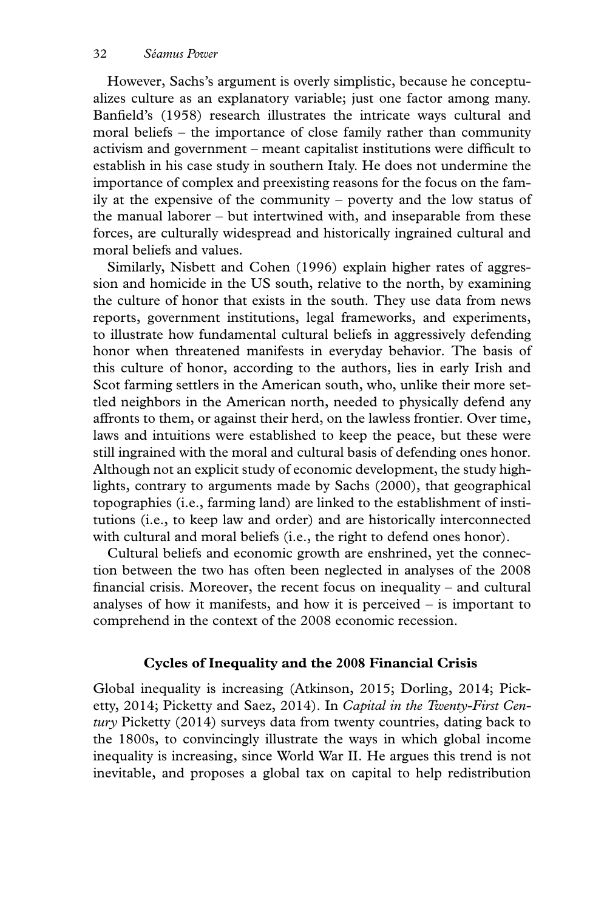However, Sachs's argument is overly simplistic, because he conceptualizes culture as an explanatory variable; just one factor among many. Banfield's (1958) research illustrates the intricate ways cultural and moral beliefs – the importance of close family rather than community activism and government – meant capitalist institutions were difficult to establish in his case study in southern Italy. He does not undermine the importance of complex and preexisting reasons for the focus on the family at the expensive of the community – poverty and the low status of the manual laborer – but intertwined with, and inseparable from these forces, are culturally widespread and historically ingrained cultural and moral beliefs and values.

Similarly, Nisbett and Cohen (1996) explain higher rates of aggression and homicide in the US south, relative to the north, by examining the culture of honor that exists in the south. They use data from news reports, government institutions, legal frameworks, and experiments, to illustrate how fundamental cultural beliefs in aggressively defending honor when threatened manifests in everyday behavior. The basis of this culture of honor, according to the authors, lies in early Irish and Scot farming settlers in the American south, who, unlike their more settled neighbors in the American north, needed to physically defend any affronts to them, or against their herd, on the lawless frontier. Over time, laws and intuitions were established to keep the peace, but these were still ingrained with the moral and cultural basis of defending ones honor. Although not an explicit study of economic development, the study highlights, contrary to arguments made by Sachs (2000), that geographical topographies (i.e., farming land) are linked to the establishment of institutions (i.e., to keep law and order) and are historically interconnected with cultural and moral beliefs (i.e., the right to defend ones honor).

Cultural beliefs and economic growth are enshrined, yet the connection between the two has often been neglected in analyses of the 2008 financial crisis. Moreover, the recent focus on inequality – and cultural analyses of how it manifests, and how it is perceived – is important to comprehend in the context of the 2008 economic recession.

## Cycles of Inequality and the 2008 Financial Crisis

Global inequality is increasing (Atkinson, 2015; Dorling, 2014; Picketty, 2014; Picketty and Saez, 2014). In *Capital in the Twenty-First Century* Picketty (2014) surveys data from twenty countries, dating back to the 1800s, to convincingly illustrate the ways in which global income inequality is increasing, since World War II. He argues this trend is not inevitable, and proposes a global tax on capital to help redistribution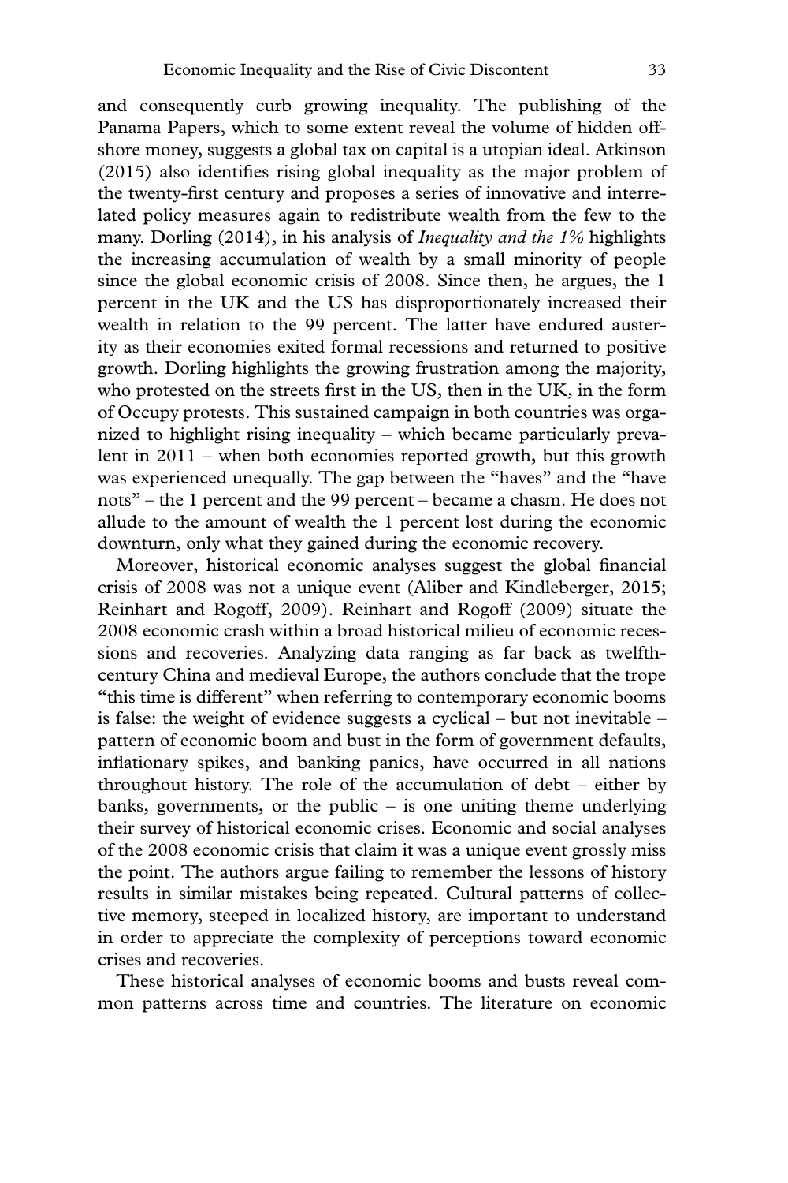and consequently curb growing inequality. The publishing of the Panama Papers, which to some extent reveal the volume of hidden offshore money, suggests a global tax on capital is a utopian ideal. Atkinson (2015) also identifies rising global inequality as the major problem of the twenty-first century and proposes a series of innovative and interrelated policy measures again to redistribute wealth from the few to the many. Dorling (2014), in his analysis of *Inequality and the 1%* highlights the increasing accumulation of wealth by a small minority of people since the global economic crisis of 2008. Since then, he argues, the 1 percent in the UK and the US has disproportionately increased their wealth in relation to the 99 percent. The latter have endured austerity as their economies exited formal recessions and returned to positive growth. Dorling highlights the growing frustration among the majority, who protested on the streets first in the US, then in the UK, in the form of Occupy protests. This sustained campaign in both countries was organized to highlight rising inequality – which became particularly prevalent in 2011 – when both economies reported growth, but this growth was experienced unequally. The gap between the "haves" and the "have nots" – the 1 percent and the 99 percent – became a chasm. He does not allude to the amount of wealth the 1 percent lost during the economic downturn, only what they gained during the economic recovery.

Moreover, historical economic analyses suggest the global financial crisis of 2008 was not a unique event (Aliber and Kindleberger, 2015; Reinhart and Rogoff, 2009). Reinhart and Rogoff (2009) situate the 2008 economic crash within a broad historical milieu of economic recessions and recoveries. Analyzing data ranging as far back as twelfth-century China and medieval Europe, the authors conclude that the trope "this time is different" when referring to contemporary economic booms is false: the weight of evidence suggests a cyclical – but not inevitable – pattern of economic boom and bust in the form of government defaults, inflationary spikes, and banking panics, have occurred in all nations throughout history. The role of the accumulation of debt – either by banks, governments, or the public – is one uniting theme underlying their survey of historical economic crises. Economic and social analyses of the 2008 economic crisis that claim it was a unique event grossly miss the point. The authors argue failing to remember the lessons of history results in similar mistakes being repeated. Cultural patterns of collective memory, steeped in localized history, are important to understand in order to appreciate the complexity of perceptions toward economic crises and recoveries.

These historical analyses of economic booms and busts reveal common patterns across time and countries. The literature on economic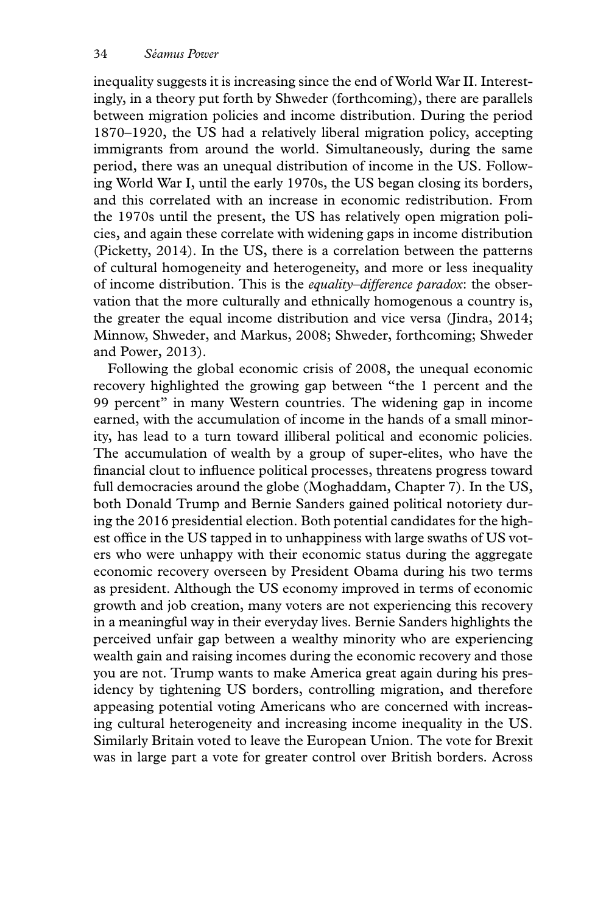inequality suggests it is increasing since the end of World War II. Interestingly, in a theory put forth by Shweder (forthcoming), there are parallels between migration policies and income distribution. During the period 1870–1920, the US had a relatively liberal migration policy, accepting immigrants from around the world. Simultaneously, during the same period, there was an unequal distribution of income in the US. Following World War I, until the early 1970s, the US began closing its borders, and this correlated with an increase in economic redistribution. From the 1970s until the present, the US has relatively open migration policies, and again these correlate with widening gaps in income distribution (Picketty, 2014). In the US, there is a correlation between the patterns of cultural homogeneity and heterogeneity, and more or less inequality of income distribution. This is the *equality–difference paradox*: the observation that the more culturally and ethnically homogenous a country is, the greater the equal income distribution and vice versa (Jindra, 2014; Minnow, Shweder, and Markus, 2008; Shweder, forthcoming; Shweder and Power, 2013).

Following the global economic crisis of 2008, the unequal economic recovery highlighted the growing gap between "the 1 percent and the 99 percent" in many Western countries. The widening gap in income earned, with the accumulation of income in the hands of a small minority, has lead to a turn toward illiberal political and economic policies. The accumulation of wealth by a group of super-elites, who have the financial clout to influence political processes, threatens progress toward full democracies around the globe (Moghaddam, Chapter 7). In the US, both Donald Trump and Bernie Sanders gained political notoriety during the 2016 presidential election. Both potential candidates for the highest office in the US tapped in to unhappiness with large swaths of US voters who were unhappy with their economic status during the aggregate economic recovery overseen by President Obama during his two terms as president. Although the US economy improved in terms of economic growth and job creation, many voters are not experiencing this recovery in a meaningful way in their everyday lives. Bernie Sanders highlights the perceived unfair gap between a wealthy minority who are experiencing wealth gain and raising incomes during the economic recovery and those you are not. Trump wants to make America great again during his presidency by tightening US borders, controlling migration, and therefore appeasing potential voting Americans who are concerned with increasing cultural heterogeneity and increasing income inequality in the US. Similarly Britain voted to leave the European Union. The vote for Brexit was in large part a vote for greater control over British borders. Across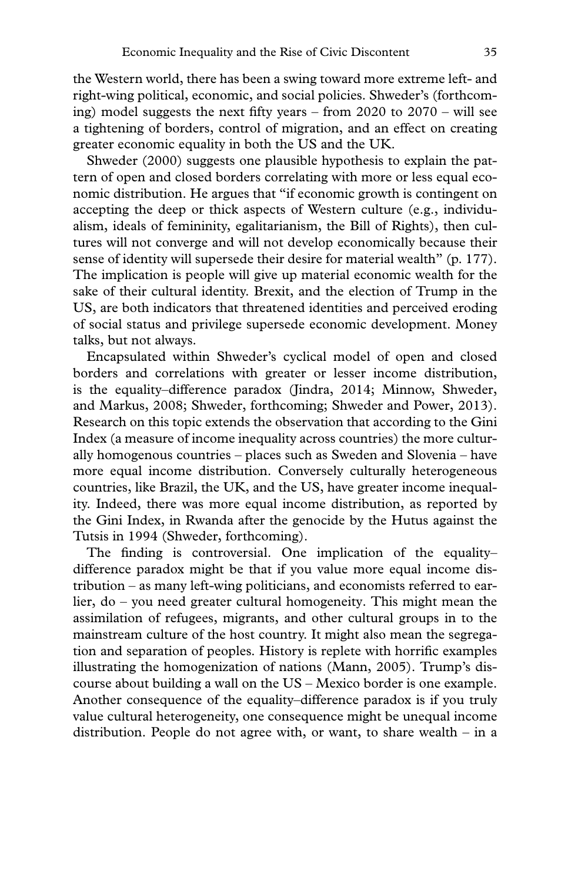the Western world, there has been a swing toward more extreme left- and right-wing political, economic, and social policies. Shweder's (forthcoming) model suggests the next fifty years – from 2020 to 2070 – will see a tightening of borders, control of migration, and an effect on creating greater economic equality in both the US and the UK.

Shweder (2000) suggests one plausible hypothesis to explain the pattern of open and closed borders correlating with more or less equal economic distribution. He argues that "if economic growth is contingent on accepting the deep or thick aspects of Western culture (e.g., individualism, ideals of femininity, egalitarianism, the Bill of Rights), then cultures will not converge and will not develop economically because their sense of identity will supersede their desire for material wealth" (p. 177). The implication is people will give up material economic wealth for the sake of their cultural identity. Brexit, and the election of Trump in the US, are both indicators that threatened identities and perceived eroding of social status and privilege supersede economic development. Money talks, but not always.

Encapsulated within Shweder's cyclical model of open and closed borders and correlations with greater or lesser income distribution, is the equality–difference paradox (Jindra, 2014; Minnow, Shweder, and Markus, 2008; Shweder, forthcoming; Shweder and Power, 2013). Research on this topic extends the observation that according to the Gini Index (a measure of income inequality across countries) the more culturally homogenous countries – places such as Sweden and Slovenia – have more equal income distribution. Conversely culturally heterogeneous countries, like Brazil, the UK, and the US, have greater income inequality. Indeed, there was more equal income distribution, as reported by the Gini Index, in Rwanda after the genocide by the Hutus against the Tutsis in 1994 (Shweder, forthcoming).

The finding is controversial. One implication of the equality–difference paradox might be that if you value more equal income distribution – as many left-wing politicians, and economists referred to earlier, do – you need greater cultural homogeneity. This might mean the assimilation of refugees, migrants, and other cultural groups in to the mainstream culture of the host country. It might also mean the segregation and separation of peoples. History is replete with horrific examples illustrating the homogenization of nations (Mann, 2005). Trump's discourse about building a wall on the US – Mexico border is one example. Another consequence of the equality–difference paradox is if you truly value cultural heterogeneity, one consequence might be unequal income distribution. People do not agree with, or want, to share wealth – in a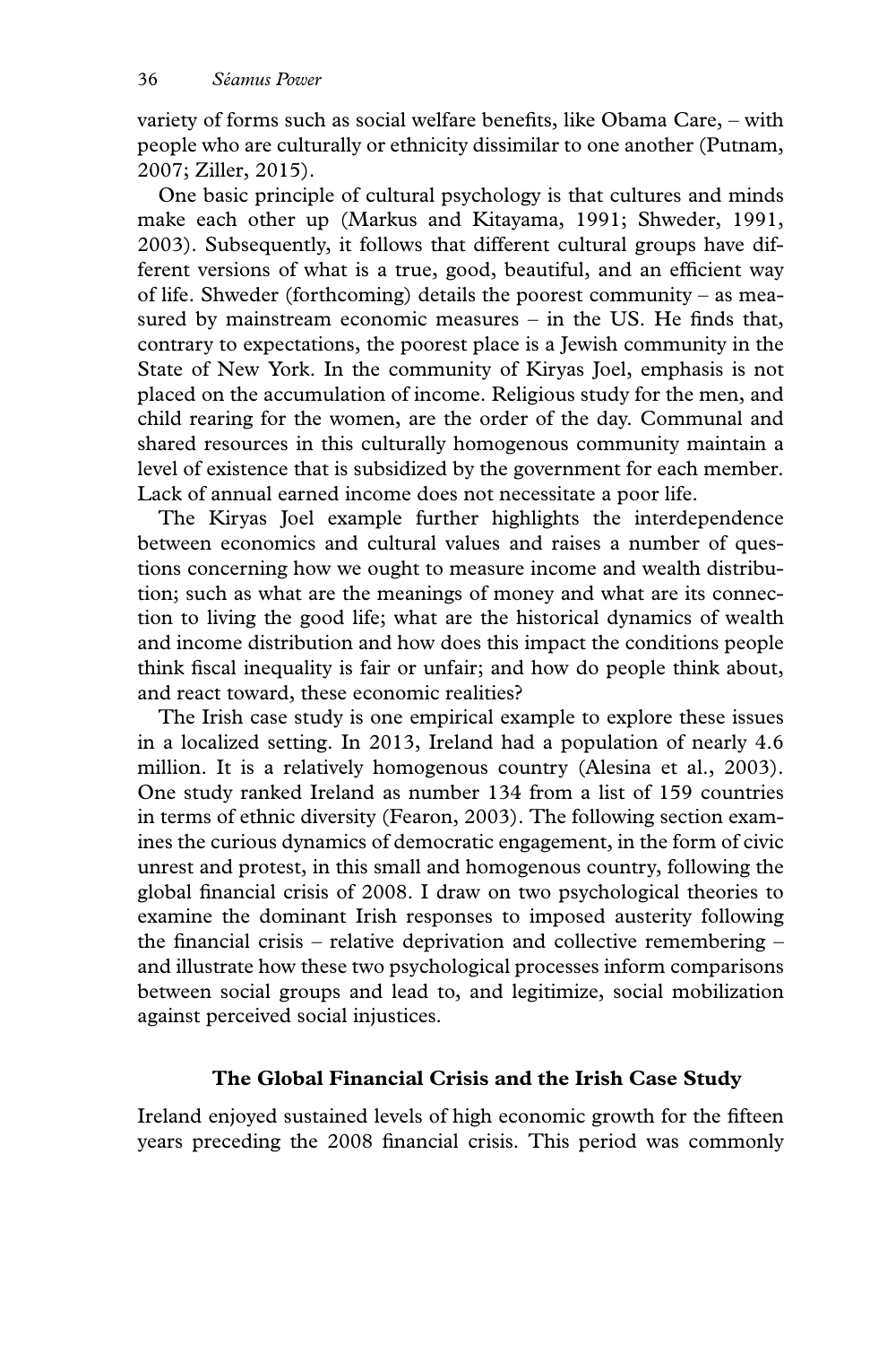variety of forms such as social welfare benefits, like Obama Care, – with people who are culturally or ethnicity dissimilar to one another (Putnam, 2007; Ziller, 2015).

One basic principle of cultural psychology is that cultures and minds make each other up (Markus and Kitayama, 1991; Shweder, 1991, 2003). Subsequently, it follows that different cultural groups have different versions of what is a true, good, beautiful, and an efficient way of life. Shweder (forthcoming) details the poorest community – as measured by mainstream economic measures – in the US. He finds that, contrary to expectations, the poorest place is a Jewish community in the State of New York. In the community of Kiryas Joel, emphasis is not placed on the accumulation of income. Religious study for the men, and child rearing for the women, are the order of the day. Communal and shared resources in this culturally homogenous community maintain a level of existence that is subsidized by the government for each member. Lack of annual earned income does not necessitate a poor life.

The Kiryas Joel example further highlights the interdependence between economics and cultural values and raises a number of questions concerning how we ought to measure income and wealth distribution; such as what are the meanings of money and what are its connection to living the good life; what are the historical dynamics of wealth and income distribution and how does this impact the conditions people think fiscal inequality is fair or unfair; and how do people think about, and react toward, these economic realities?

The Irish case study is one empirical example to explore these issues in a localized setting. In 2013, Ireland had a population of nearly 4.6 million. It is a relatively homogenous country (Alesina et al., 2003). One study ranked Ireland as number 134 from a list of 159 countries in terms of ethnic diversity (Fearon, 2003). The following section examines the curious dynamics of democratic engagement, in the form of civic unrest and protest, in this small and homogenous country, following the global financial crisis of 2008. I draw on two psychological theories to examine the dominant Irish responses to imposed austerity following the financial crisis – relative deprivation and collective remembering – and illustrate how these two psychological processes inform comparisons between social groups and lead to, and legitimize, social mobilization against perceived social injustices.

## The Global Financial Crisis and the Irish Case Study

Ireland enjoyed sustained levels of high economic growth for the fifteen years preceding the 2008 financial crisis. This period was commonly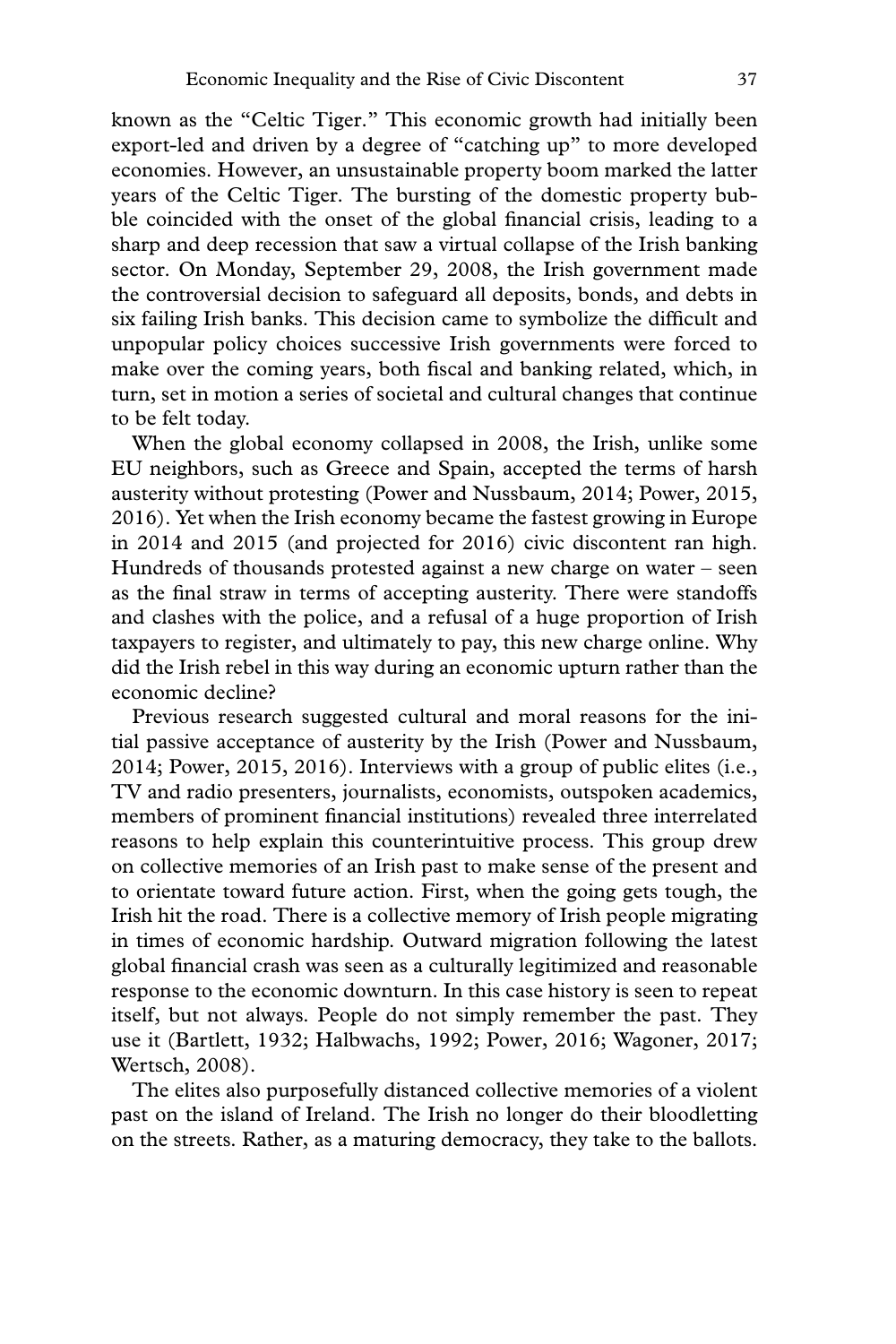known as the "Celtic Tiger." This economic growth had initially been export-led and driven by a degree of "catching up" to more developed economies. However, an unsustainable property boom marked the latter years of the Celtic Tiger. The bursting of the domestic property bubble coincided with the onset of the global financial crisis, leading to a sharp and deep recession that saw a virtual collapse of the Irish banking sector. On Monday, September 29, 2008, the Irish government made the controversial decision to safeguard all deposits, bonds, and debts in six failing Irish banks. This decision came to symbolize the difficult and unpopular policy choices successive Irish governments were forced to make over the coming years, both fiscal and banking related, which, in turn, set in motion a series of societal and cultural changes that continue to be felt today.

When the global economy collapsed in 2008, the Irish, unlike some EU neighbors, such as Greece and Spain, accepted the terms of harsh austerity without protesting (Power and Nussbaum, 2014; Power, 2015, 2016). Yet when the Irish economy became the fastest growing in Europe in 2014 and 2015 (and projected for 2016) civic discontent ran high. Hundreds of thousands protested against a new charge on water – seen as the final straw in terms of accepting austerity. There were standoffs and clashes with the police, and a refusal of a huge proportion of Irish taxpayers to register, and ultimately to pay, this new charge online. Why did the Irish rebel in this way during an economic upturn rather than the economic decline?

Previous research suggested cultural and moral reasons for the initial passive acceptance of austerity by the Irish (Power and Nussbaum, 2014; Power, 2015, 2016). Interviews with a group of public elites (i.e., TV and radio presenters, journalists, economists, outspoken academics, members of prominent financial institutions) revealed three interrelated reasons to help explain this counterintuitive process. This group drew on collective memories of an Irish past to make sense of the present and to orientate toward future action. First, when the going gets tough, the Irish hit the road. There is a collective memory of Irish people migrating in times of economic hardship. Outward migration following the latest global financial crash was seen as a culturally legitimized and reasonable response to the economic downturn. In this case history is seen to repeat itself, but not always. People do not simply remember the past. They use it (Bartlett, 1932; Halbwachs, 1992; Power, 2016; Wagoner, 2017; Wertsch, 2008).

The elites also purposefully distanced collective memories of a violent past on the island of Ireland. The Irish no longer do their bloodletting on the streets. Rather, as a maturing democracy, they take to the ballots.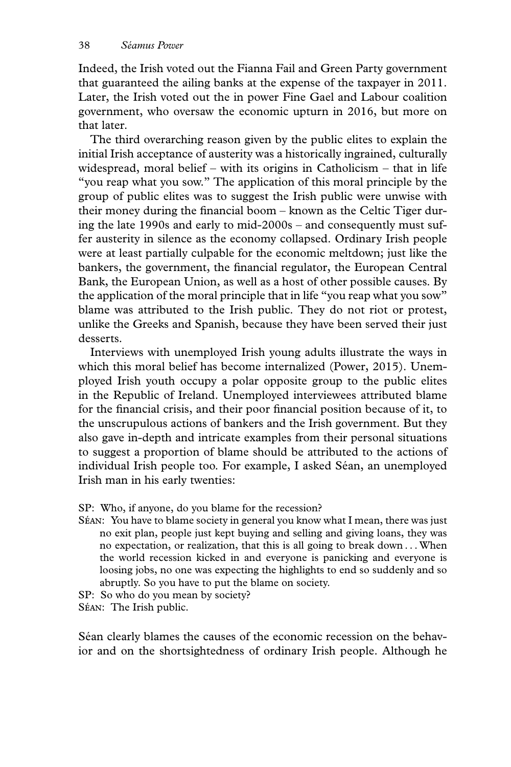Indeed, the Irish voted out the Fianna Fail and Green Party government that guaranteed the ailing banks at the expense of the taxpayer in 2011. Later, the Irish voted out the in power Fine Gael and Labour coalition government, who oversaw the economic upturn in 2016, but more on that later.

The third overarching reason given by the public elites to explain the initial Irish acceptance of austerity was a historically ingrained, culturally widespread, moral belief – with its origins in Catholicism – that in life "you reap what you sow." The application of this moral principle by the group of public elites was to suggest the Irish public were unwise with their money during the financial boom – known as the Celtic Tiger during the late 1990s and early to mid-2000s – and consequently must suffer austerity in silence as the economy collapsed. Ordinary Irish people were at least partially culpable for the economic meltdown; just like the bankers, the government, the financial regulator, the European Central Bank, the European Union, as well as a host of other possible causes. By the application of the moral principle that in life "you reap what you sow" blame was attributed to the Irish public. They do not riot or protest, unlike the Greeks and Spanish, because they have been served their just desserts.

Interviews with unemployed Irish young adults illustrate the ways in which this moral belief has become internalized (Power, 2015). Unemployed Irish youth occupy a polar opposite group to the public elites in the Republic of Ireland. Unemployed interviewees attributed blame for the financial crisis, and their poor financial position because of it, to the unscrupulous actions of bankers and the Irish government. But they also gave in-depth and intricate examples from their personal situations to suggest a proportion of blame should be attributed to the actions of individual Irish people too. For example, I asked Séan, an unemployed Irish man in his early twenties:

SP: Who, if anyone, do you blame for the recession?

SÉAN: You have to blame society in general you know what I mean, there was just no exit plan, people just kept buying and selling and giving loans, they was no expectation, or realization, that this is all going to break down . . . When the world recession kicked in and everyone is panicking and everyone is loosing jobs, no one was expecting the highlights to end so suddenly and so abruptly. So you have to put the blame on society.

SP: So who do you mean by society?

SÉAN: The Irish public.

Séan clearly blames the causes of the economic recession on the behavior and on the shortsightedness of ordinary Irish people. Although he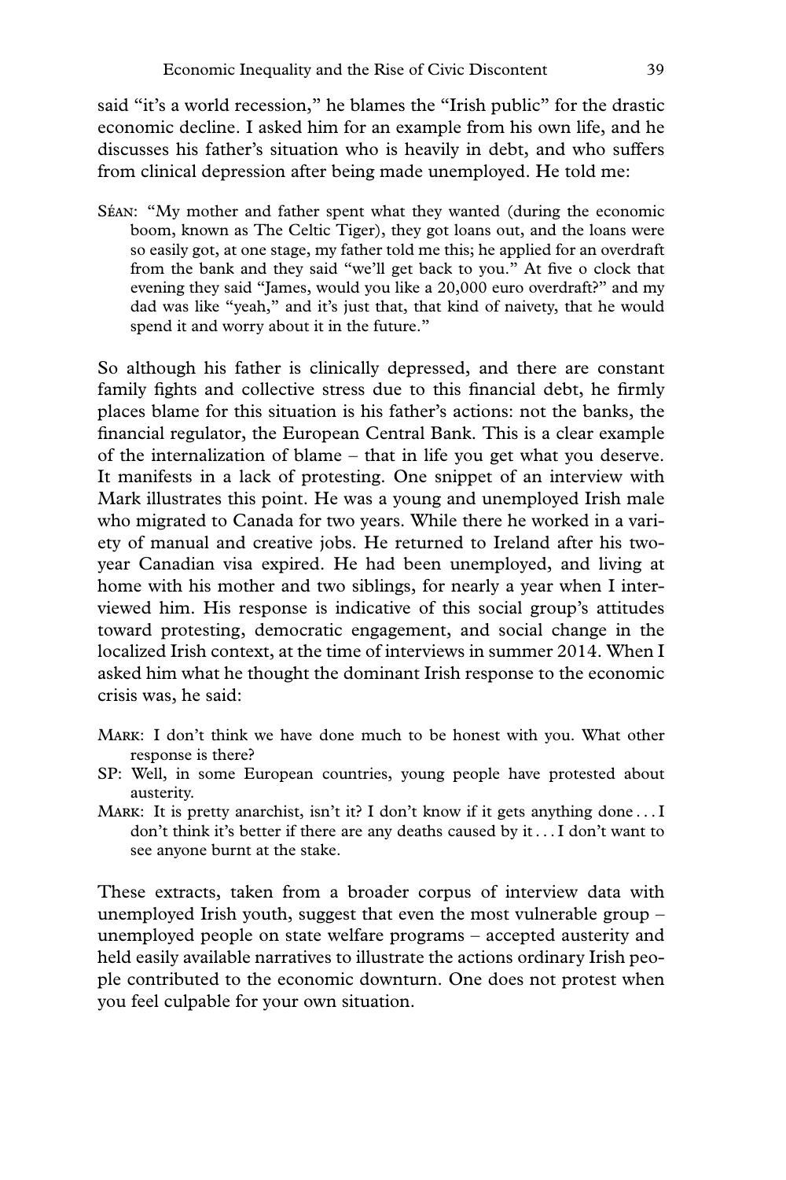said "it's a world recession," he blames the "Irish public" for the drastic economic decline. I asked him for an example from his own life, and he discusses his father's situation who is heavily in debt, and who suffers from clinical depression after being made unemployed. He told me:

> SÉAN: "My mother and father spent what they wanted (during the economic boom, known as The Celtic Tiger), they got loans out, and the loans were so easily got, at one stage, my father told me this; he applied for an overdraft from the bank and they said "we'll get back to you." At five o clock that evening they said "James, would you like a 20,000 euro overdraft?" and my dad was like "yeah," and it's just that, that kind of naivety, that he would spend it and worry about it in the future."

So although his father is clinically depressed, and there are constant family fights and collective stress due to this financial debt, he firmly places blame for this situation is his father's actions: not the banks, the financial regulator, the European Central Bank. This is a clear example of the internalization of blame – that in life you get what you deserve. It manifests in a lack of protesting. One snippet of an interview with Mark illustrates this point. He was a young and unemployed Irish male who migrated to Canada for two years. While there he worked in a variety of manual and creative jobs. He returned to Ireland after his two-year Canadian visa expired. He had been unemployed, and living at home with his mother and two siblings, for nearly a year when I interviewed him. His response is indicative of this social group's attitudes toward protesting, democratic engagement, and social change in the localized Irish context, at the time of interviews in summer 2014. When I asked him what he thought the dominant Irish response to the economic crisis was, he said:

> MARK: I don't think we have done much to be honest with you. What other response is there?
>
> SP: Well, in some European countries, young people have protested about austerity.
>
> MARK: It is pretty anarchist, isn't it? I don't know if it gets anything done . . . I don't think it's better if there are any deaths caused by it . . . I don't want to see anyone burnt at the stake.

These extracts, taken from a broader corpus of interview data with unemployed Irish youth, suggest that even the most vulnerable group – unemployed people on state welfare programs – accepted austerity and held easily available narratives to illustrate the actions ordinary Irish people contributed to the economic downturn. One does not protest when you feel culpable for your own situation.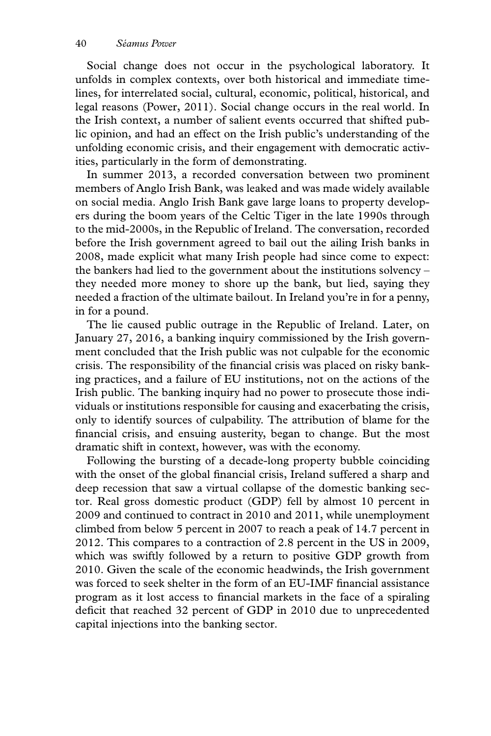Social change does not occur in the psychological laboratory. It unfolds in complex contexts, over both historical and immediate timelines, for interrelated social, cultural, economic, political, historical, and legal reasons (Power, 2011). Social change occurs in the real world. In the Irish context, a number of salient events occurred that shifted public opinion, and had an effect on the Irish public's understanding of the unfolding economic crisis, and their engagement with democratic activities, particularly in the form of demonstrating.

In summer 2013, a recorded conversation between two prominent members of Anglo Irish Bank, was leaked and was made widely available on social media. Anglo Irish Bank gave large loans to property developers during the boom years of the Celtic Tiger in the late 1990s through to the mid-2000s, in the Republic of Ireland. The conversation, recorded before the Irish government agreed to bail out the ailing Irish banks in 2008, made explicit what many Irish people had since come to expect: the bankers had lied to the government about the institutions solvency – they needed more money to shore up the bank, but lied, saying they needed a fraction of the ultimate bailout. In Ireland you're in for a penny, in for a pound.

The lie caused public outrage in the Republic of Ireland. Later, on January 27, 2016, a banking inquiry commissioned by the Irish government concluded that the Irish public was not culpable for the economic crisis. The responsibility of the financial crisis was placed on risky banking practices, and a failure of EU institutions, not on the actions of the Irish public. The banking inquiry had no power to prosecute those individuals or institutions responsible for causing and exacerbating the crisis, only to identify sources of culpability. The attribution of blame for the financial crisis, and ensuing austerity, began to change. But the most dramatic shift in context, however, was with the economy.

Following the bursting of a decade-long property bubble coinciding with the onset of the global financial crisis, Ireland suffered a sharp and deep recession that saw a virtual collapse of the domestic banking sector. Real gross domestic product (GDP) fell by almost 10 percent in 2009 and continued to contract in 2010 and 2011, while unemployment climbed from below 5 percent in 2007 to reach a peak of 14.7 percent in 2012. This compares to a contraction of 2.8 percent in the US in 2009, which was swiftly followed by a return to positive GDP growth from 2010. Given the scale of the economic headwinds, the Irish government was forced to seek shelter in the form of an EU-IMF financial assistance program as it lost access to financial markets in the face of a spiraling deficit that reached 32 percent of GDP in 2010 due to unprecedented capital injections into the banking sector.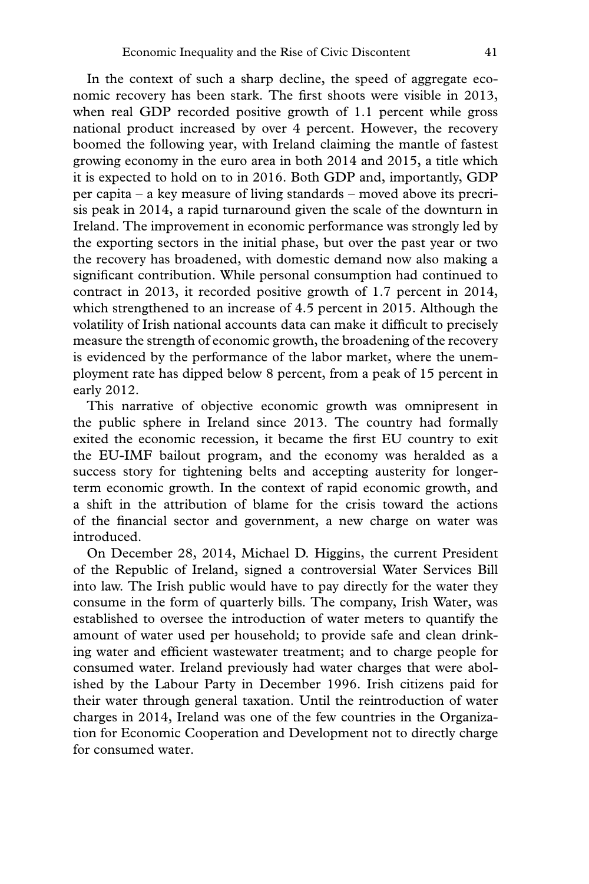In the context of such a sharp decline, the speed of aggregate economic recovery has been stark. The first shoots were visible in 2013, when real GDP recorded positive growth of 1.1 percent while gross national product increased by over 4 percent. However, the recovery boomed the following year, with Ireland claiming the mantle of fastest growing economy in the euro area in both 2014 and 2015, a title which it is expected to hold on to in 2016. Both GDP and, importantly, GDP per capita – a key measure of living standards – moved above its precrisis peak in 2014, a rapid turnaround given the scale of the downturn in Ireland. The improvement in economic performance was strongly led by the exporting sectors in the initial phase, but over the past year or two the recovery has broadened, with domestic demand now also making a significant contribution. While personal consumption had continued to contract in 2013, it recorded positive growth of 1.7 percent in 2014, which strengthened to an increase of 4.5 percent in 2015. Although the volatility of Irish national accounts data can make it difficult to precisely measure the strength of economic growth, the broadening of the recovery is evidenced by the performance of the labor market, where the unemployment rate has dipped below 8 percent, from a peak of 15 percent in early 2012.

This narrative of objective economic growth was omnipresent in the public sphere in Ireland since 2013. The country had formally exited the economic recession, it became the first EU country to exit the EU-IMF bailout program, and the economy was heralded as a success story for tightening belts and accepting austerity for longer-term economic growth. In the context of rapid economic growth, and a shift in the attribution of blame for the crisis toward the actions of the financial sector and government, a new charge on water was introduced.

On December 28, 2014, Michael D. Higgins, the current President of the Republic of Ireland, signed a controversial Water Services Bill into law. The Irish public would have to pay directly for the water they consume in the form of quarterly bills. The company, Irish Water, was established to oversee the introduction of water meters to quantify the amount of water used per household; to provide safe and clean drinking water and efficient wastewater treatment; and to charge people for consumed water. Ireland previously had water charges that were abolished by the Labour Party in December 1996. Irish citizens paid for their water through general taxation. Until the reintroduction of water charges in 2014, Ireland was one of the few countries in the Organization for Economic Cooperation and Development not to directly charge for consumed water.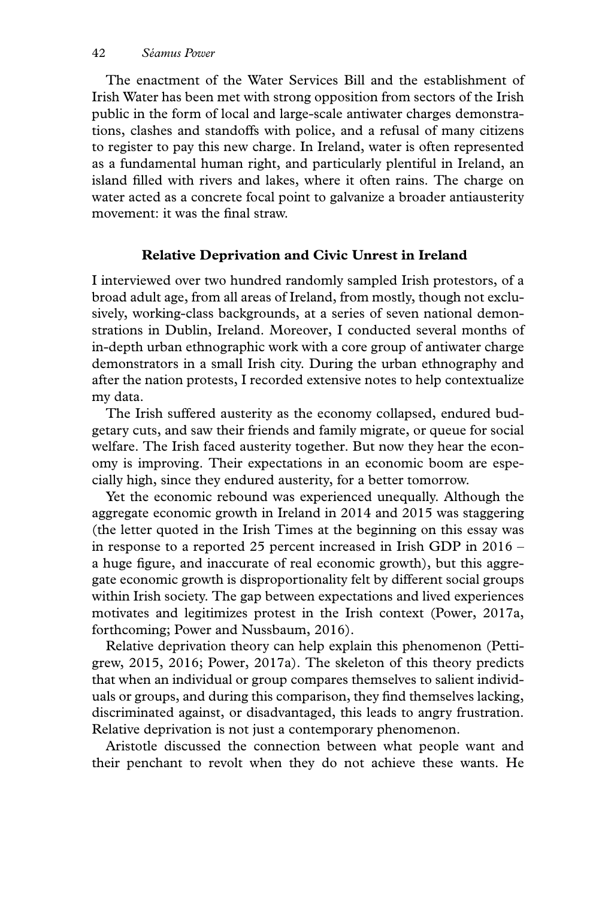The enactment of the Water Services Bill and the establishment of Irish Water has been met with strong opposition from sectors of the Irish public in the form of local and large-scale antiwater charges demonstrations, clashes and standoffs with police, and a refusal of many citizens to register to pay this new charge. In Ireland, water is often represented as a fundamental human right, and particularly plentiful in Ireland, an island filled with rivers and lakes, where it often rains. The charge on water acted as a concrete focal point to galvanize a broader antiausterity movement: it was the final straw.

## Relative Deprivation and Civic Unrest in Ireland

I interviewed over two hundred randomly sampled Irish protestors, of a broad adult age, from all areas of Ireland, from mostly, though not exclusively, working-class backgrounds, at a series of seven national demonstrations in Dublin, Ireland. Moreover, I conducted several months of in-depth urban ethnographic work with a core group of antiwater charge demonstrators in a small Irish city. During the urban ethnography and after the nation protests, I recorded extensive notes to help contextualize my data.

The Irish suffered austerity as the economy collapsed, endured budgetary cuts, and saw their friends and family migrate, or queue for social welfare. The Irish faced austerity together. But now they hear the economy is improving. Their expectations in an economic boom are especially high, since they endured austerity, for a better tomorrow.

Yet the economic rebound was experienced unequally. Although the aggregate economic growth in Ireland in 2014 and 2015 was staggering (the letter quoted in the Irish Times at the beginning on this essay was in response to a reported 25 percent increased in Irish GDP in 2016 – a huge figure, and inaccurate of real economic growth), but this aggregate economic growth is disproportionality felt by different social groups within Irish society. The gap between expectations and lived experiences motivates and legitimizes protest in the Irish context (Power, 2017a, forthcoming; Power and Nussbaum, 2016).

Relative deprivation theory can help explain this phenomenon (Pettigrew, 2015, 2016; Power, 2017a). The skeleton of this theory predicts that when an individual or group compares themselves to salient individuals or groups, and during this comparison, they find themselves lacking, discriminated against, or disadvantaged, this leads to angry frustration. Relative deprivation is not just a contemporary phenomenon.

Aristotle discussed the connection between what people want and their penchant to revolt when they do not achieve these wants. He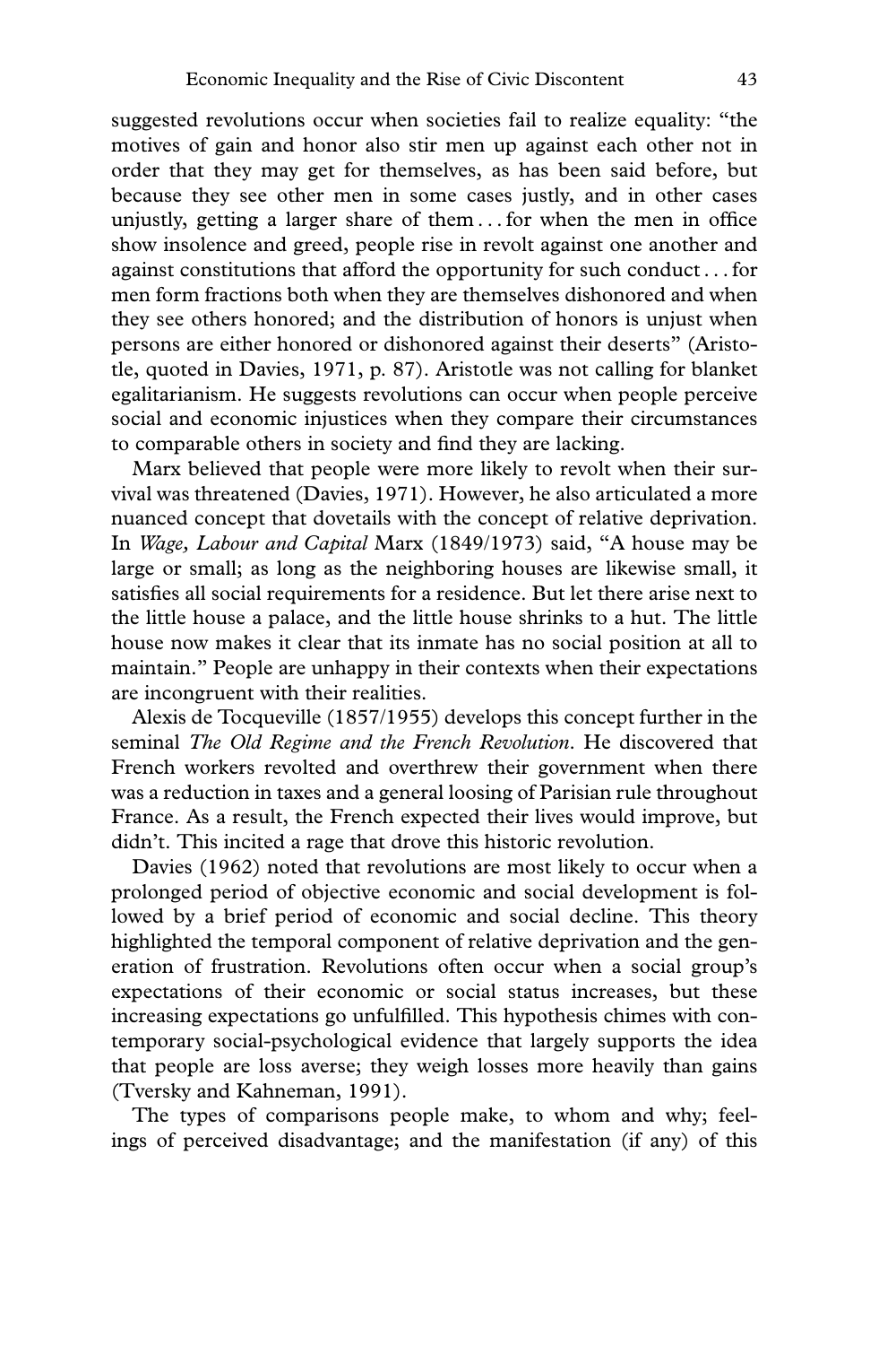suggested revolutions occur when societies fail to realize equality: "the motives of gain and honor also stir men up against each other not in order that they may get for themselves, as has been said before, but because they see other men in some cases justly, and in other cases unjustly, getting a larger share of them . . . for when the men in office show insolence and greed, people rise in revolt against one another and against constitutions that afford the opportunity for such conduct . . . for men form fractions both when they are themselves dishonored and when they see others honored; and the distribution of honors is unjust when persons are either honored or dishonored against their deserts" (Aristotle, quoted in Davies, 1971, p. 87). Aristotle was not calling for blanket egalitarianism. He suggests revolutions can occur when people perceive social and economic injustices when they compare their circumstances to comparable others in society and find they are lacking.

Marx believed that people were more likely to revolt when their survival was threatened (Davies, 1971). However, he also articulated a more nuanced concept that dovetails with the concept of relative deprivation. In *Wage, Labour and Capital* Marx (1849/1973) said, "A house may be large or small; as long as the neighboring houses are likewise small, it satisfies all social requirements for a residence. But let there arise next to the little house a palace, and the little house shrinks to a hut. The little house now makes it clear that its inmate has no social position at all to maintain." People are unhappy in their contexts when their expectations are incongruent with their realities.

Alexis de Tocqueville (1857/1955) develops this concept further in the seminal *The Old Regime and the French Revolution*. He discovered that French workers revolted and overthrew their government when there was a reduction in taxes and a general loosing of Parisian rule throughout France. As a result, the French expected their lives would improve, but didn't. This incited a rage that drove this historic revolution.

Davies (1962) noted that revolutions are most likely to occur when a prolonged period of objective economic and social development is followed by a brief period of economic and social decline. This theory highlighted the temporal component of relative deprivation and the generation of frustration. Revolutions often occur when a social group's expectations of their economic or social status increases, but these increasing expectations go unfulfilled. This hypothesis chimes with contemporary social-psychological evidence that largely supports the idea that people are loss averse; they weigh losses more heavily than gains (Tversky and Kahneman, 1991).

The types of comparisons people make, to whom and why; feelings of perceived disadvantage; and the manifestation (if any) of this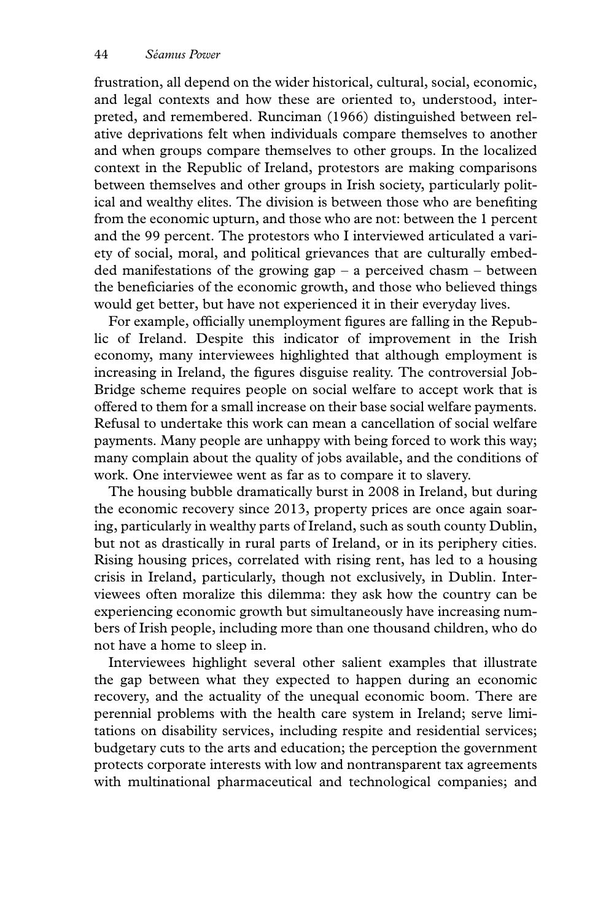frustration, all depend on the wider historical, cultural, social, economic, and legal contexts and how these are oriented to, understood, interpreted, and remembered. Runciman (1966) distinguished between relative deprivations felt when individuals compare themselves to another and when groups compare themselves to other groups. In the localized context in the Republic of Ireland, protestors are making comparisons between themselves and other groups in Irish society, particularly political and wealthy elites. The division is between those who are benefiting from the economic upturn, and those who are not: between the 1 percent and the 99 percent. The protestors who I interviewed articulated a variety of social, moral, and political grievances that are culturally embedded manifestations of the growing gap – a perceived chasm – between the beneficiaries of the economic growth, and those who believed things would get better, but have not experienced it in their everyday lives.

For example, officially unemployment figures are falling in the Republic of Ireland. Despite this indicator of improvement in the Irish economy, many interviewees highlighted that although employment is increasing in Ireland, the figures disguise reality. The controversial JobBridge scheme requires people on social welfare to accept work that is offered to them for a small increase on their base social welfare payments. Refusal to undertake this work can mean a cancellation of social welfare payments. Many people are unhappy with being forced to work this way; many complain about the quality of jobs available, and the conditions of work. One interviewee went as far as to compare it to slavery.

The housing bubble dramatically burst in 2008 in Ireland, but during the economic recovery since 2013, property prices are once again soaring, particularly in wealthy parts of Ireland, such as south county Dublin, but not as drastically in rural parts of Ireland, or in its periphery cities. Rising housing prices, correlated with rising rent, has led to a housing crisis in Ireland, particularly, though not exclusively, in Dublin. Interviewees often moralize this dilemma: they ask how the country can be experiencing economic growth but simultaneously have increasing numbers of Irish people, including more than one thousand children, who do not have a home to sleep in.

Interviewees highlight several other salient examples that illustrate the gap between what they expected to happen during an economic recovery, and the actuality of the unequal economic boom. There are perennial problems with the health care system in Ireland; serve limitations on disability services, including respite and residential services; budgetary cuts to the arts and education; the perception the government protects corporate interests with low and nontransparent tax agreements with multinational pharmaceutical and technological companies; and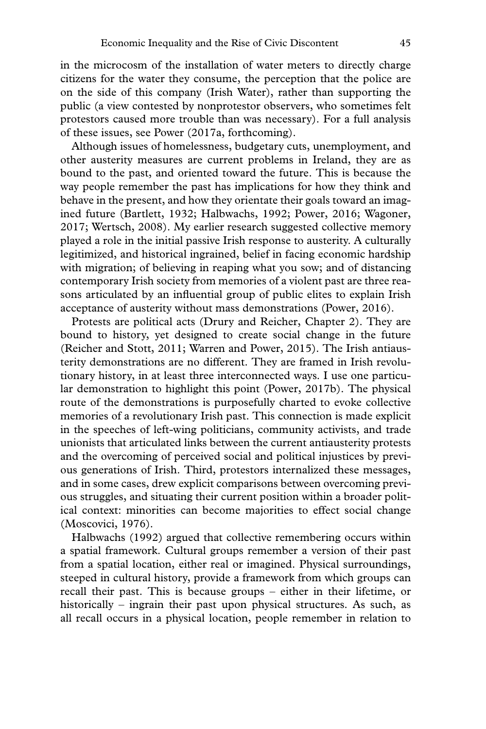in the microcosm of the installation of water meters to directly charge citizens for the water they consume, the perception that the police are on the side of this company (Irish Water), rather than supporting the public (a view contested by nonprotestor observers, who sometimes felt protestors caused more trouble than was necessary). For a full analysis of these issues, see Power (2017a, forthcoming).

Although issues of homelessness, budgetary cuts, unemployment, and other austerity measures are current problems in Ireland, they are as bound to the past, and oriented toward the future. This is because the way people remember the past has implications for how they think and behave in the present, and how they orientate their goals toward an imagined future (Bartlett, 1932; Halbwachs, 1992; Power, 2016; Wagoner, 2017; Wertsch, 2008). My earlier research suggested collective memory played a role in the initial passive Irish response to austerity. A culturally legitimized, and historical ingrained, belief in facing economic hardship with migration; of believing in reaping what you sow; and of distancing contemporary Irish society from memories of a violent past are three reasons articulated by an influential group of public elites to explain Irish acceptance of austerity without mass demonstrations (Power, 2016).

Protests are political acts (Drury and Reicher, Chapter 2). They are bound to history, yet designed to create social change in the future (Reicher and Stott, 2011; Warren and Power, 2015). The Irish antiausterity demonstrations are no different. They are framed in Irish revolutionary history, in at least three interconnected ways. I use one particular demonstration to highlight this point (Power, 2017b). The physical route of the demonstrations is purposefully charted to evoke collective memories of a revolutionary Irish past. This connection is made explicit in the speeches of left-wing politicians, community activists, and trade unionists that articulated links between the current antiausterity protests and the overcoming of perceived social and political injustices by previous generations of Irish. Third, protestors internalized these messages, and in some cases, drew explicit comparisons between overcoming previous struggles, and situating their current position within a broader political context: minorities can become majorities to effect social change (Moscovici, 1976).

Halbwachs (1992) argued that collective remembering occurs within a spatial framework. Cultural groups remember a version of their past from a spatial location, either real or imagined. Physical surroundings, steeped in cultural history, provide a framework from which groups can recall their past. This is because groups – either in their lifetime, or historically – ingrain their past upon physical structures. As such, as all recall occurs in a physical location, people remember in relation to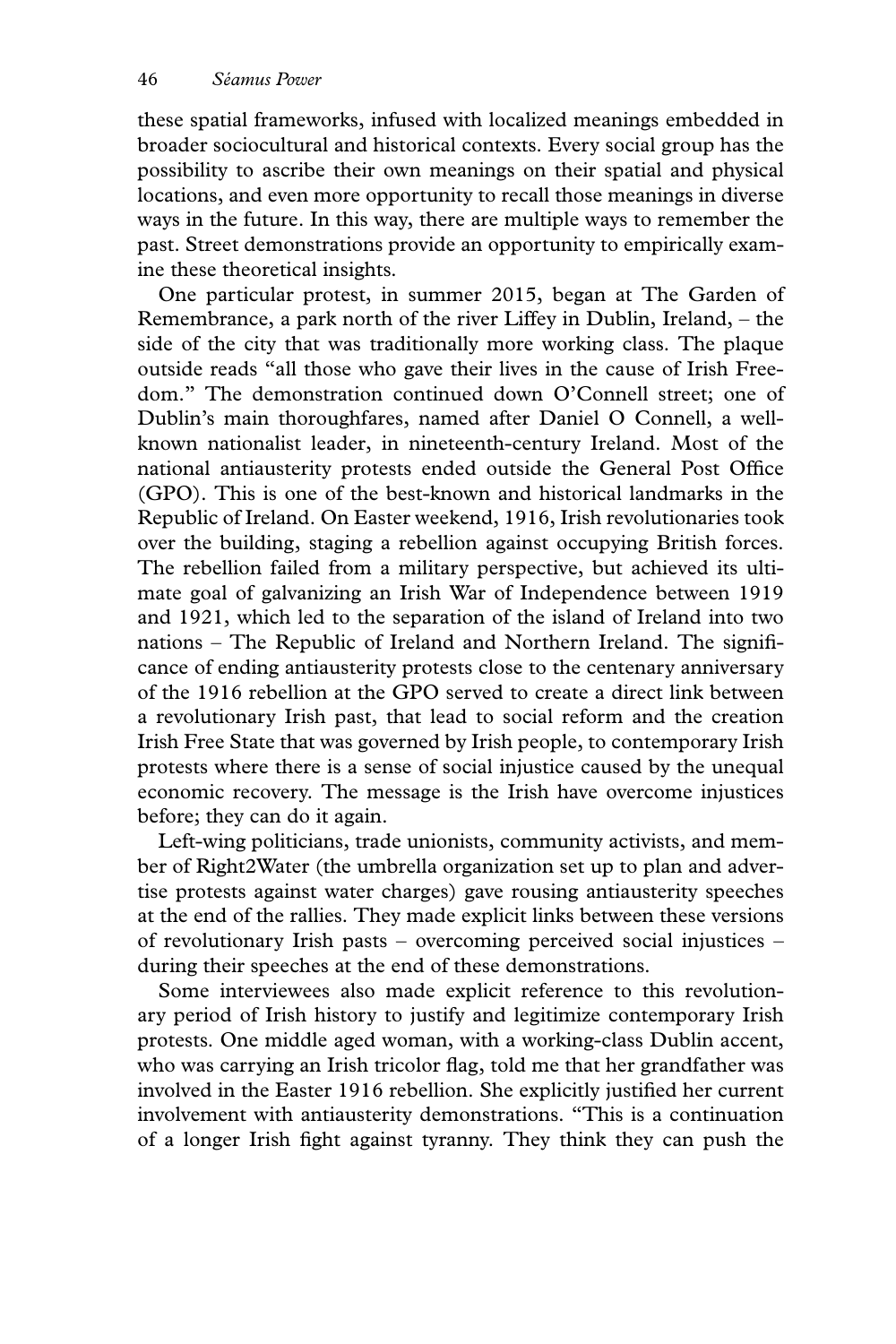these spatial frameworks, infused with localized meanings embedded in broader sociocultural and historical contexts. Every social group has the possibility to ascribe their own meanings on their spatial and physical locations, and even more opportunity to recall those meanings in diverse ways in the future. In this way, there are multiple ways to remember the past. Street demonstrations provide an opportunity to empirically examine these theoretical insights.

One particular protest, in summer 2015, began at The Garden of Remembrance, a park north of the river Liffey in Dublin, Ireland, – the side of the city that was traditionally more working class. The plaque outside reads "all those who gave their lives in the cause of Irish Freedom." The demonstration continued down O'Connell street; one of Dublin's main thoroughfares, named after Daniel O Connell, a well-known nationalist leader, in nineteenth-century Ireland. Most of the national antiausterity protests ended outside the General Post Office (GPO). This is one of the best-known and historical landmarks in the Republic of Ireland. On Easter weekend, 1916, Irish revolutionaries took over the building, staging a rebellion against occupying British forces. The rebellion failed from a military perspective, but achieved its ultimate goal of galvanizing an Irish War of Independence between 1919 and 1921, which led to the separation of the island of Ireland into two nations – The Republic of Ireland and Northern Ireland. The significance of ending antiausterity protests close to the centenary anniversary of the 1916 rebellion at the GPO served to create a direct link between a revolutionary Irish past, that lead to social reform and the creation Irish Free State that was governed by Irish people, to contemporary Irish protests where there is a sense of social injustice caused by the unequal economic recovery. The message is the Irish have overcome injustices before; they can do it again.

Left-wing politicians, trade unionists, community activists, and member of Right2Water (the umbrella organization set up to plan and advertise protests against water charges) gave rousing antiausterity speeches at the end of the rallies. They made explicit links between these versions of revolutionary Irish pasts – overcoming perceived social injustices – during their speeches at the end of these demonstrations.

Some interviewees also made explicit reference to this revolutionary period of Irish history to justify and legitimize contemporary Irish protests. One middle aged woman, with a working-class Dublin accent, who was carrying an Irish tricolor flag, told me that her grandfather was involved in the Easter 1916 rebellion. She explicitly justified her current involvement with antiausterity demonstrations. "This is a continuation of a longer Irish fight against tyranny. They think they can push the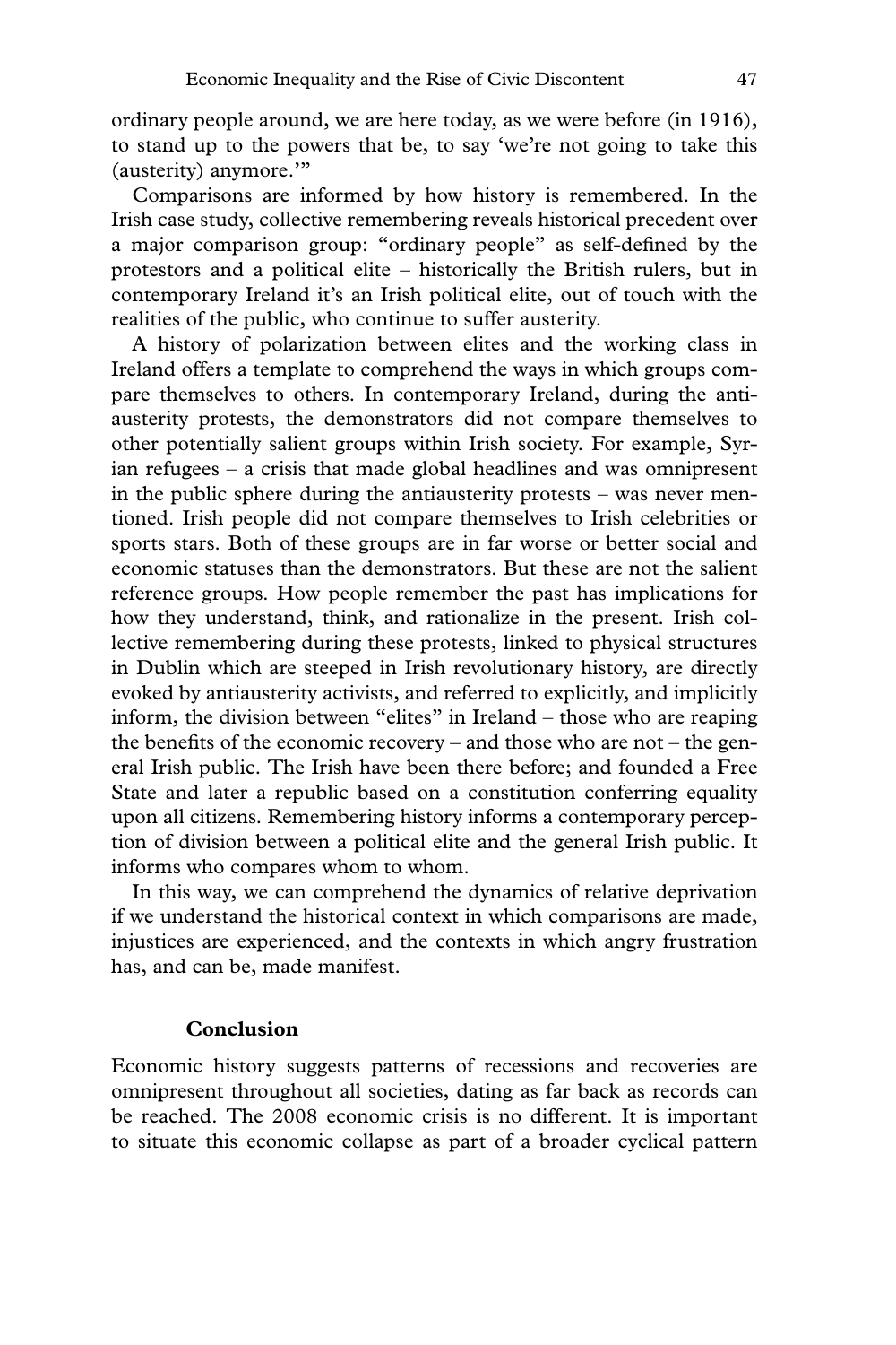ordinary people around, we are here today, as we were before (in 1916), to stand up to the powers that be, to say 'we're not going to take this (austerity) anymore.'"

Comparisons are informed by how history is remembered. In the Irish case study, collective remembering reveals historical precedent over a major comparison group: "ordinary people" as self-defined by the protestors and a political elite – historically the British rulers, but in contemporary Ireland it's an Irish political elite, out of touch with the realities of the public, who continue to suffer austerity.

A history of polarization between elites and the working class in Ireland offers a template to comprehend the ways in which groups compare themselves to others. In contemporary Ireland, during the anti-austerity protests, the demonstrators did not compare themselves to other potentially salient groups within Irish society. For example, Syrian refugees – a crisis that made global headlines and was omnipresent in the public sphere during the antiausterity protests – was never mentioned. Irish people did not compare themselves to Irish celebrities or sports stars. Both of these groups are in far worse or better social and economic statuses than the demonstrators. But these are not the salient reference groups. How people remember the past has implications for how they understand, think, and rationalize in the present. Irish collective remembering during these protests, linked to physical structures in Dublin which are steeped in Irish revolutionary history, are directly evoked by antiausterity activists, and referred to explicitly, and implicitly inform, the division between "elites" in Ireland – those who are reaping the benefits of the economic recovery – and those who are not – the general Irish public. The Irish have been there before; and founded a Free State and later a republic based on a constitution conferring equality upon all citizens. Remembering history informs a contemporary perception of division between a political elite and the general Irish public. It informs who compares whom to whom.

In this way, we can comprehend the dynamics of relative deprivation if we understand the historical context in which comparisons are made, injustices are experienced, and the contexts in which angry frustration has, and can be, made manifest.

## Conclusion

Economic history suggests patterns of recessions and recoveries are omnipresent throughout all societies, dating as far back as records can be reached. The 2008 economic crisis is no different. It is important to situate this economic collapse as part of a broader cyclical pattern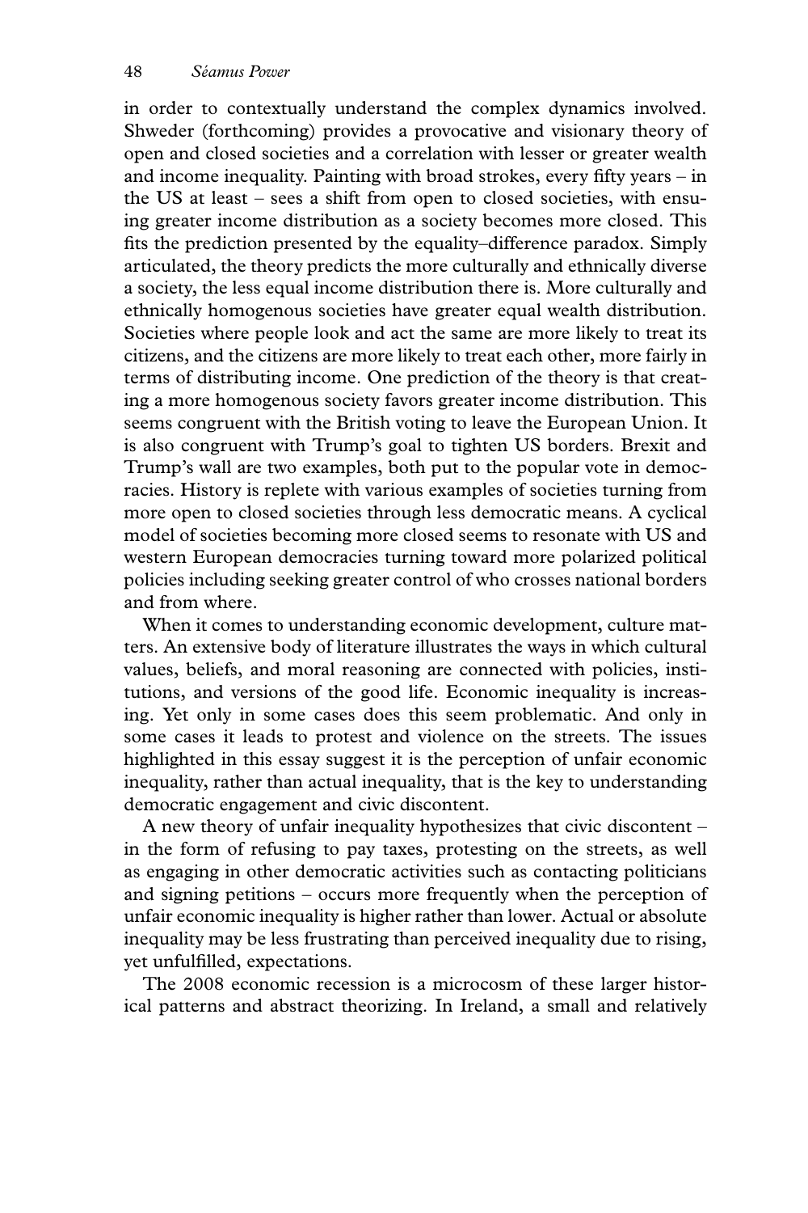in order to contextually understand the complex dynamics involved. Shweder (forthcoming) provides a provocative and visionary theory of open and closed societies and a correlation with lesser or greater wealth and income inequality. Painting with broad strokes, every fifty years – in the US at least – sees a shift from open to closed societies, with ensuing greater income distribution as a society becomes more closed. This fits the prediction presented by the equality–difference paradox. Simply articulated, the theory predicts the more culturally and ethnically diverse a society, the less equal income distribution there is. More culturally and ethnically homogenous societies have greater equal wealth distribution. Societies where people look and act the same are more likely to treat its citizens, and the citizens are more likely to treat each other, more fairly in terms of distributing income. One prediction of the theory is that creating a more homogenous society favors greater income distribution. This seems congruent with the British voting to leave the European Union. It is also congruent with Trump's goal to tighten US borders. Brexit and Trump's wall are two examples, both put to the popular vote in democracies. History is replete with various examples of societies turning from more open to closed societies through less democratic means. A cyclical model of societies becoming more closed seems to resonate with US and western European democracies turning toward more polarized political policies including seeking greater control of who crosses national borders and from where.

When it comes to understanding economic development, culture matters. An extensive body of literature illustrates the ways in which cultural values, beliefs, and moral reasoning are connected with policies, institutions, and versions of the good life. Economic inequality is increasing. Yet only in some cases does this seem problematic. And only in some cases it leads to protest and violence on the streets. The issues highlighted in this essay suggest it is the perception of unfair economic inequality, rather than actual inequality, that is the key to understanding democratic engagement and civic discontent.

A new theory of unfair inequality hypothesizes that civic discontent – in the form of refusing to pay taxes, protesting on the streets, as well as engaging in other democratic activities such as contacting politicians and signing petitions – occurs more frequently when the perception of unfair economic inequality is higher rather than lower. Actual or absolute inequality may be less frustrating than perceived inequality due to rising, yet unfulfilled, expectations.

The 2008 economic recession is a microcosm of these larger historical patterns and abstract theorizing. In Ireland, a small and relatively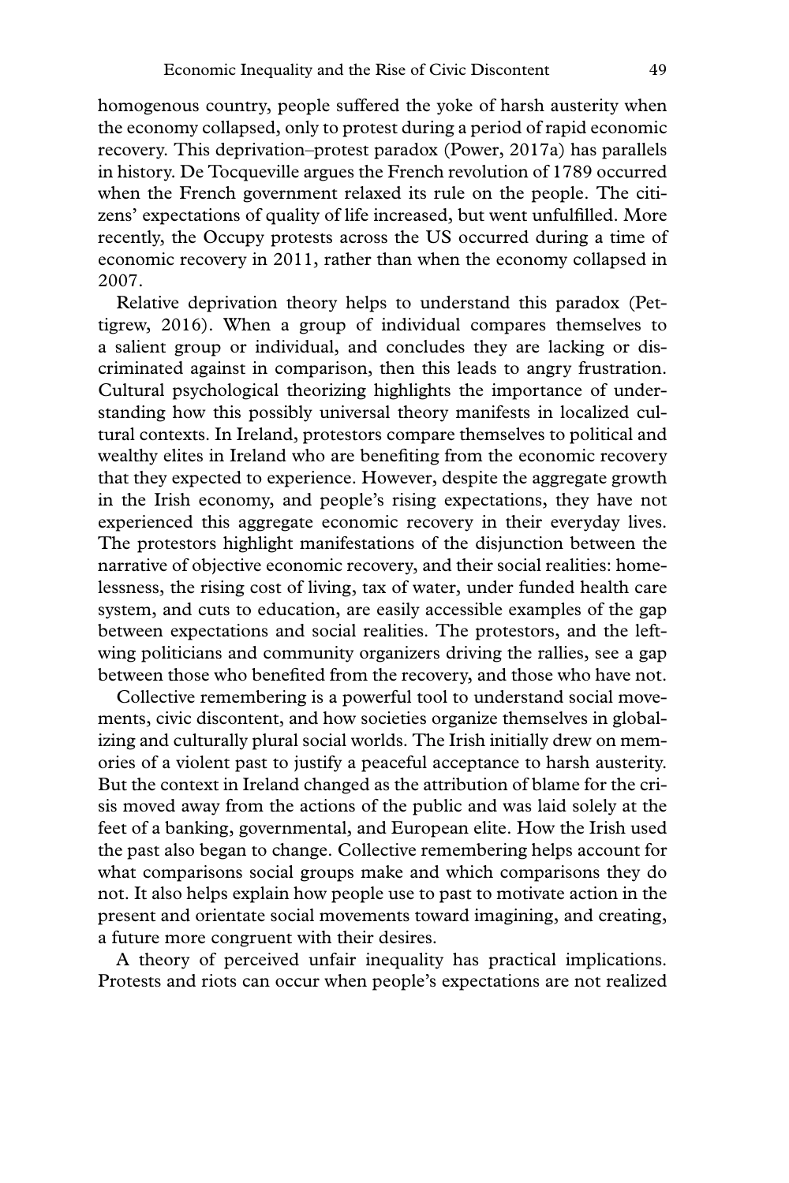homogenous country, people suffered the yoke of harsh austerity when the economy collapsed, only to protest during a period of rapid economic recovery. This deprivation–protest paradox (Power, 2017a) has parallels in history. De Tocqueville argues the French revolution of 1789 occurred when the French government relaxed its rule on the people. The citizens' expectations of quality of life increased, but went unfulfilled. More recently, the Occupy protests across the US occurred during a time of economic recovery in 2011, rather than when the economy collapsed in 2007.

Relative deprivation theory helps to understand this paradox (Pettigrew, 2016). When a group of individual compares themselves to a salient group or individual, and concludes they are lacking or discriminated against in comparison, then this leads to angry frustration. Cultural psychological theorizing highlights the importance of understanding how this possibly universal theory manifests in localized cultural contexts. In Ireland, protestors compare themselves to political and wealthy elites in Ireland who are benefiting from the economic recovery that they expected to experience. However, despite the aggregate growth in the Irish economy, and people's rising expectations, they have not experienced this aggregate economic recovery in their everyday lives. The protestors highlight manifestations of the disjunction between the narrative of objective economic recovery, and their social realities: homelessness, the rising cost of living, tax of water, under funded health care system, and cuts to education, are easily accessible examples of the gap between expectations and social realities. The protestors, and the left-wing politicians and community organizers driving the rallies, see a gap between those who benefited from the recovery, and those who have not.

Collective remembering is a powerful tool to understand social movements, civic discontent, and how societies organize themselves in globalizing and culturally plural social worlds. The Irish initially drew on memories of a violent past to justify a peaceful acceptance to harsh austerity. But the context in Ireland changed as the attribution of blame for the crisis moved away from the actions of the public and was laid solely at the feet of a banking, governmental, and European elite. How the Irish used the past also began to change. Collective remembering helps account for what comparisons social groups make and which comparisons they do not. It also helps explain how people use to past to motivate action in the present and orientate social movements toward imagining, and creating, a future more congruent with their desires.

A theory of perceived unfair inequality has practical implications. Protests and riots can occur when people's expectations are not realized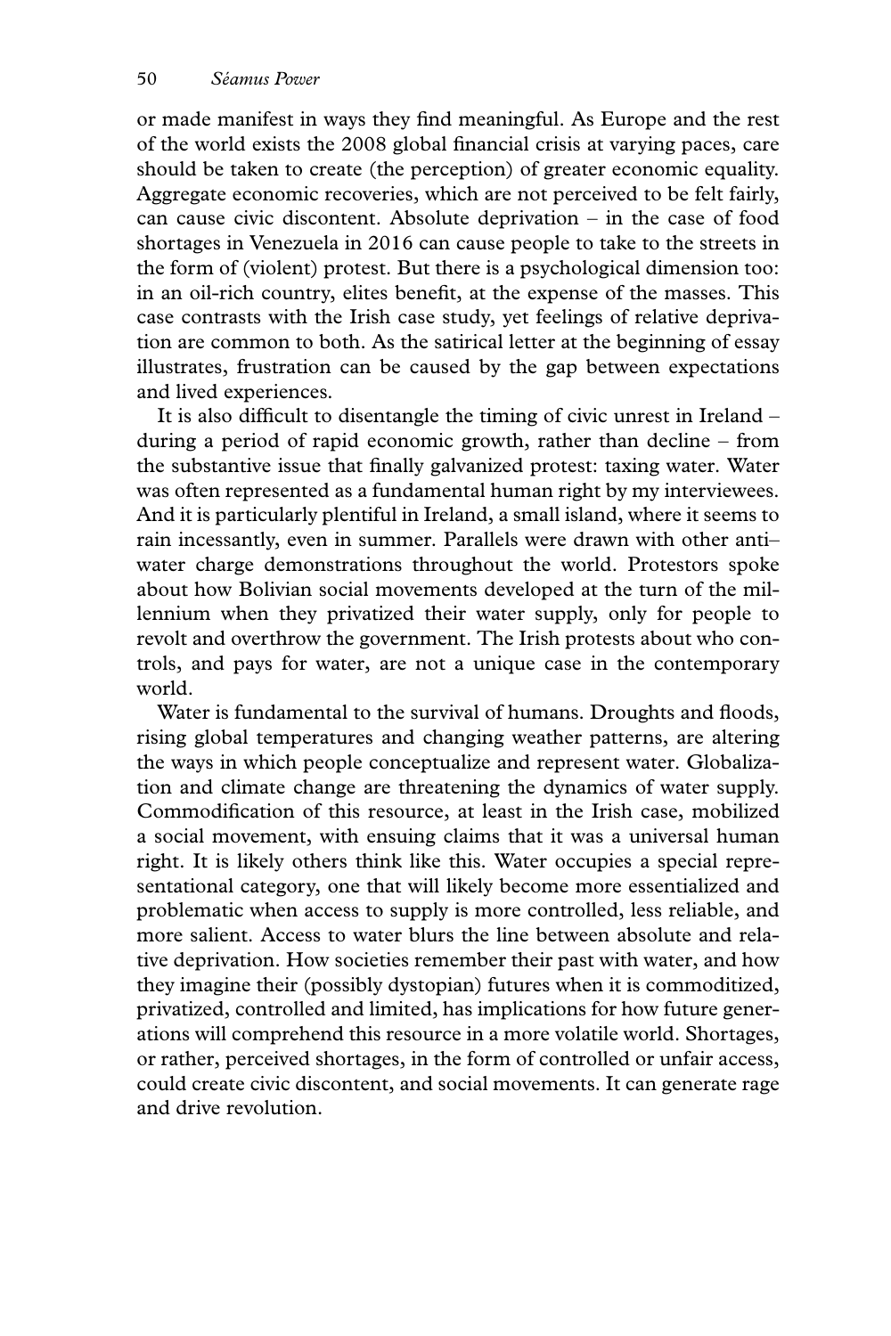or made manifest in ways they find meaningful. As Europe and the rest of the world exists the 2008 global financial crisis at varying paces, care should be taken to create (the perception) of greater economic equality. Aggregate economic recoveries, which are not perceived to be felt fairly, can cause civic discontent. Absolute deprivation – in the case of food shortages in Venezuela in 2016 can cause people to take to the streets in the form of (violent) protest. But there is a psychological dimension too: in an oil-rich country, elites benefit, at the expense of the masses. This case contrasts with the Irish case study, yet feelings of relative deprivation are common to both. As the satirical letter at the beginning of essay illustrates, frustration can be caused by the gap between expectations and lived experiences.

It is also difficult to disentangle the timing of civic unrest in Ireland – during a period of rapid economic growth, rather than decline – from the substantive issue that finally galvanized protest: taxing water. Water was often represented as a fundamental human right by my interviewees. And it is particularly plentiful in Ireland, a small island, where it seems to rain incessantly, even in summer. Parallels were drawn with other anti–water charge demonstrations throughout the world. Protestors spoke about how Bolivian social movements developed at the turn of the millennium when they privatized their water supply, only for people to revolt and overthrow the government. The Irish protests about who controls, and pays for water, are not a unique case in the contemporary world.

Water is fundamental to the survival of humans. Droughts and floods, rising global temperatures and changing weather patterns, are altering the ways in which people conceptualize and represent water. Globalization and climate change are threatening the dynamics of water supply. Commodification of this resource, at least in the Irish case, mobilized a social movement, with ensuing claims that it was a universal human right. It is likely others think like this. Water occupies a special representational category, one that will likely become more essentialized and problematic when access to supply is more controlled, less reliable, and more salient. Access to water blurs the line between absolute and relative deprivation. How societies remember their past with water, and how they imagine their (possibly dystopian) futures when it is commoditized, privatized, controlled and limited, has implications for how future generations will comprehend this resource in a more volatile world. Shortages, or rather, perceived shortages, in the form of controlled or unfair access, could create civic discontent, and social movements. It can generate rage and drive revolution.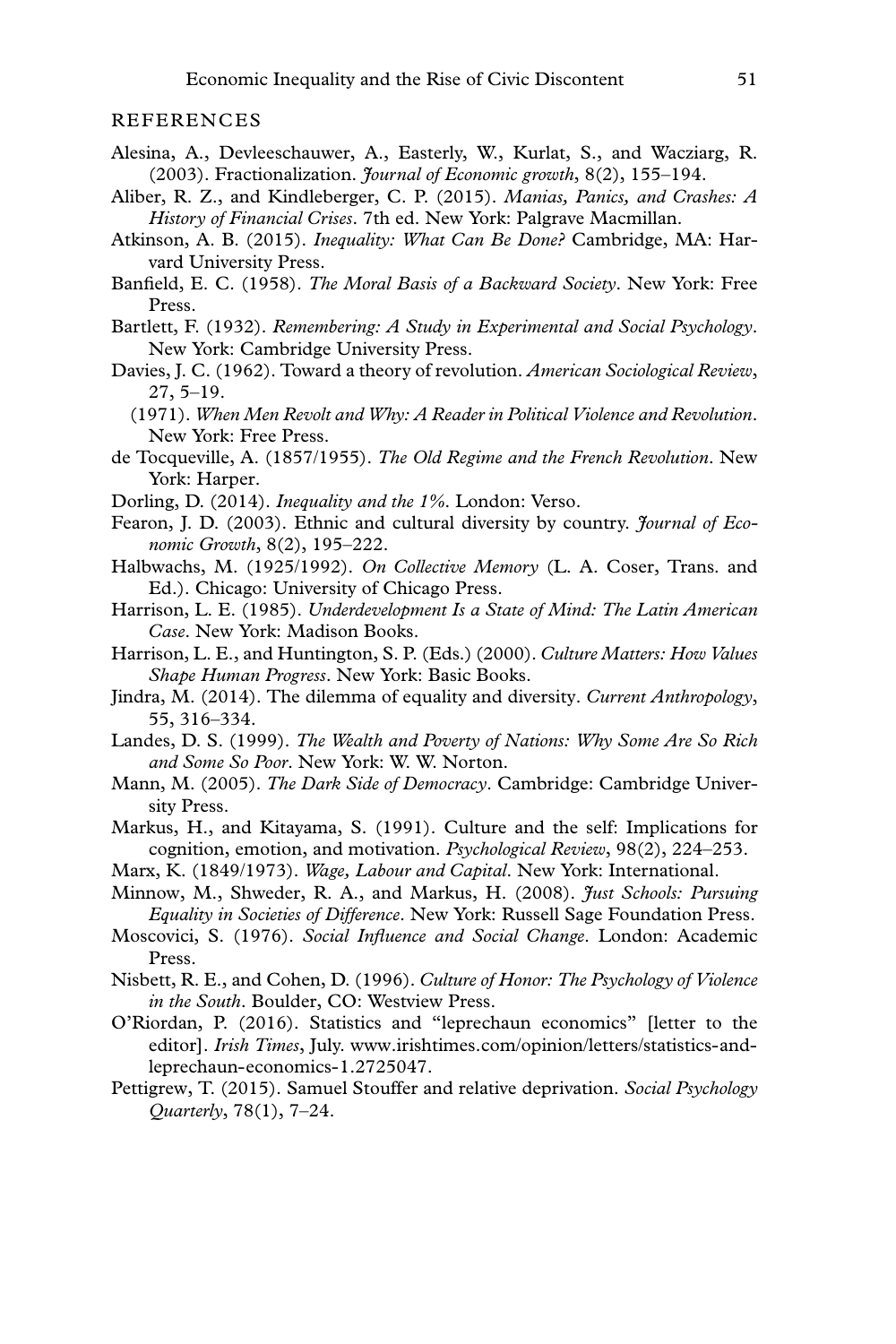## REFERENCES

Alesina, A., Devleeschauwer, A., Easterly, W., Kurlat, S., and Wacziarg, R. (2003). Fractionalization. *Journal of Economic growth*, 8(2), 155–194.

Aliber, R. Z., and Kindleberger, C. P. (2015). *Manias, Panics, and Crashes: A History of Financial Crises*. 7th ed. New York: Palgrave Macmillan.

Atkinson, A. B. (2015). *Inequality: What Can Be Done?* Cambridge, MA: Harvard University Press.

Banfield, E. C. (1958). *The Moral Basis of a Backward Society*. New York: Free Press.

Bartlett, F. (1932). *Remembering: A Study in Experimental and Social Psychology*. New York: Cambridge University Press.

Davies, J. C. (1962). Toward a theory of revolution. *American Sociological Review*, 27, 5–19.

(1971). *When Men Revolt and Why: A Reader in Political Violence and Revolution*. New York: Free Press.

de Tocqueville, A. (1857/1955). *The Old Regime and the French Revolution*. New York: Harper.

Dorling, D. (2014). *Inequality and the 1%*. London: Verso.

Fearon, J. D. (2003). Ethnic and cultural diversity by country. *Journal of Economic Growth*, 8(2), 195–222.

Halbwachs, M. (1925/1992). *On Collective Memory* (L. A. Coser, Trans. and Ed.). Chicago: University of Chicago Press.

Harrison, L. E. (1985). *Underdevelopment Is a State of Mind: The Latin American Case*. New York: Madison Books.

Harrison, L. E., and Huntington, S. P. (Eds.) (2000). *Culture Matters: How Values Shape Human Progress*. New York: Basic Books.

Jindra, M. (2014). The dilemma of equality and diversity. *Current Anthropology*, 55, 316–334.

Landes, D. S. (1999). *The Wealth and Poverty of Nations: Why Some Are So Rich and Some So Poor*. New York: W. W. Norton.

Mann, M. (2005). *The Dark Side of Democracy*. Cambridge: Cambridge University Press.

Markus, H., and Kitayama, S. (1991). Culture and the self: Implications for cognition, emotion, and motivation. *Psychological Review*, 98(2), 224–253.

Marx, K. (1849/1973). *Wage, Labour and Capital*. New York: International.

Minnow, M., Shweder, R. A., and Markus, H. (2008). *Just Schools: Pursuing Equality in Societies of Difference*. New York: Russell Sage Foundation Press.

Moscovici, S. (1976). *Social Influence and Social Change*. London: Academic Press.

Nisbett, R. E., and Cohen, D. (1996). *Culture of Honor: The Psychology of Violence in the South*. Boulder, CO: Westview Press.

O'Riordan, P. (2016). Statistics and "leprechaun economics" [letter to the editor]. *Irish Times*, July. www.irishtimes.com/opinion/letters/statistics-and-leprechaun-economics-1.2725047.

Pettigrew, T. (2015). Samuel Stouffer and relative deprivation. *Social Psychology Quarterly*, 78(1), 7–24.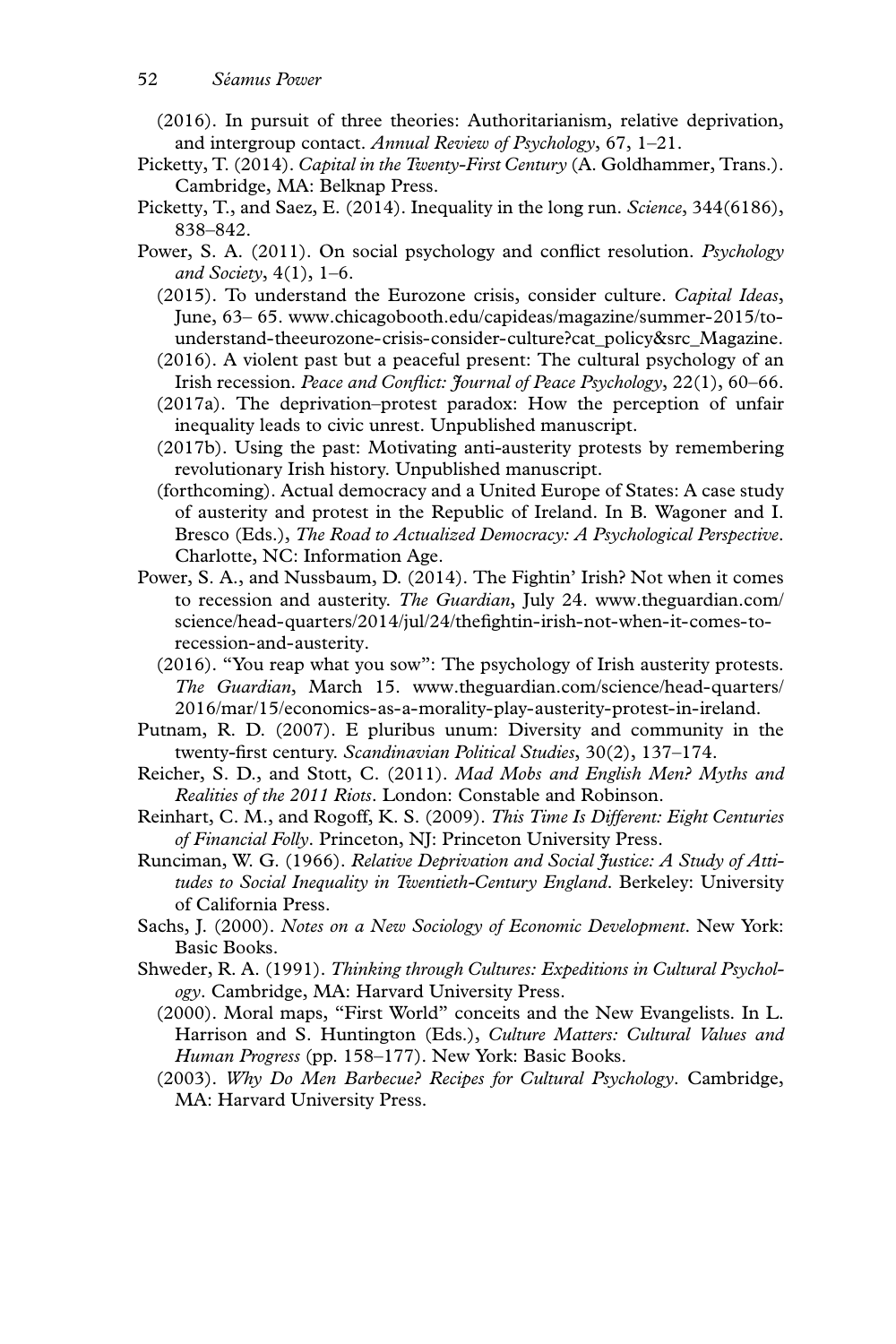(2016). In pursuit of three theories: Authoritarianism, relative deprivation, and intergroup contact. *Annual Review of Psychology*, 67, 1–21.

Picketty, T. (2014). *Capital in the Twenty-First Century* (A. Goldhammer, Trans.). Cambridge, MA: Belknap Press.

Picketty, T., and Saez, E. (2014). Inequality in the long run. *Science*, 344(6186), 838–842.

Power, S. A. (2011). On social psychology and conflict resolution. *Psychology and Society*, 4(1), 1–6.

(2015). To understand the Eurozone crisis, consider culture. *Capital Ideas*, June, 63– 65. www.chicagobooth.edu/capideas/magazine/summer-2015/to-understand-theeurozone-crisis-consider-culture?cat_policy&src_Magazine.

(2016). A violent past but a peaceful present: The cultural psychology of an Irish recession. *Peace and Conflict: Journal of Peace Psychology*, 22(1), 60–66.

(2017a). The deprivation–protest paradox: How the perception of unfair inequality leads to civic unrest. Unpublished manuscript.

(2017b). Using the past: Motivating anti-austerity protests by remembering revolutionary Irish history. Unpublished manuscript.

(forthcoming). Actual democracy and a United Europe of States: A case study of austerity and protest in the Republic of Ireland. In B. Wagoner and I. Bresco (Eds.), *The Road to Actualized Democracy: A Psychological Perspective*. Charlotte, NC: Information Age.

Power, S. A., and Nussbaum, D. (2014). The Fightin' Irish? Not when it comes to recession and austerity. *The Guardian*, July 24. www.theguardian.com/science/head-quarters/2014/jul/24/thefightin-irish-not-when-it-comes-to-recession-and-austerity.

(2016). "You reap what you sow": The psychology of Irish austerity protests. *The Guardian*, March 15. www.theguardian.com/science/head-quarters/2016/mar/15/economics-as-a-morality-play-austerity-protest-in-ireland.

Putnam, R. D. (2007). E pluribus unum: Diversity and community in the twenty-first century. *Scandinavian Political Studies*, 30(2), 137–174.

Reicher, S. D., and Stott, C. (2011). *Mad Mobs and English Men? Myths and Realities of the 2011 Riots*. London: Constable and Robinson.

Reinhart, C. M., and Rogoff, K. S. (2009). *This Time Is Different: Eight Centuries of Financial Folly*. Princeton, NJ: Princeton University Press.

Runciman, W. G. (1966). *Relative Deprivation and Social Justice: A Study of Attitudes to Social Inequality in Twentieth-Century England*. Berkeley: University of California Press.

Sachs, J. (2000). *Notes on a New Sociology of Economic Development*. New York: Basic Books.

Shweder, R. A. (1991). *Thinking through Cultures: Expeditions in Cultural Psychology*. Cambridge, MA: Harvard University Press.

(2000). Moral maps, "First World" conceits and the New Evangelists. In L. Harrison and S. Huntington (Eds.), *Culture Matters: Cultural Values and Human Progress* (pp. 158–177). New York: Basic Books.

(2003). *Why Do Men Barbecue? Recipes for Cultural Psychology*. Cambridge, MA: Harvard University Press.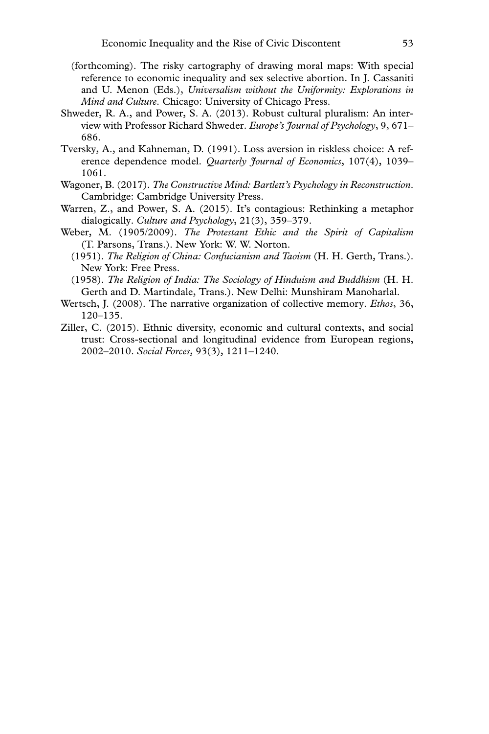(forthcoming). The risky cartography of drawing moral maps: With special reference to economic inequality and sex selective abortion. In J. Cassaniti and U. Menon (Eds.), *Universalism without the Uniformity: Explorations in Mind and Culture*. Chicago: University of Chicago Press.

Shweder, R. A., and Power, S. A. (2013). Robust cultural pluralism: An interview with Professor Richard Shweder. *Europe's Journal of Psychology*, 9, 671–686.

Tversky, A., and Kahneman, D. (1991). Loss aversion in riskless choice: A reference dependence model. *Quarterly Journal of Economics*, 107(4), 1039–1061.

Wagoner, B. (2017). *The Constructive Mind: Bartlett's Psychology in Reconstruction*. Cambridge: Cambridge University Press.

Warren, Z., and Power, S. A. (2015). It's contagious: Rethinking a metaphor dialogically. *Culture and Psychology*, 21(3), 359–379.

Weber, M. (1905/2009). *The Protestant Ethic and the Spirit of Capitalism* (T. Parsons, Trans.). New York: W. W. Norton.

(1951). *The Religion of China: Confucianism and Taoism* (H. H. Gerth, Trans.). New York: Free Press.

(1958). *The Religion of India: The Sociology of Hinduism and Buddhism* (H. H. Gerth and D. Martindale, Trans.). New Delhi: Munshiram Manoharlal.

Wertsch, J. (2008). The narrative organization of collective memory. *Ethos*, 36, 120–135.

Ziller, C. (2015). Ethnic diversity, economic and cultural contexts, and social trust: Cross-sectional and longitudinal evidence from European regions, 2002–2010. *Social Forces*, 93(3), 1211–1240.